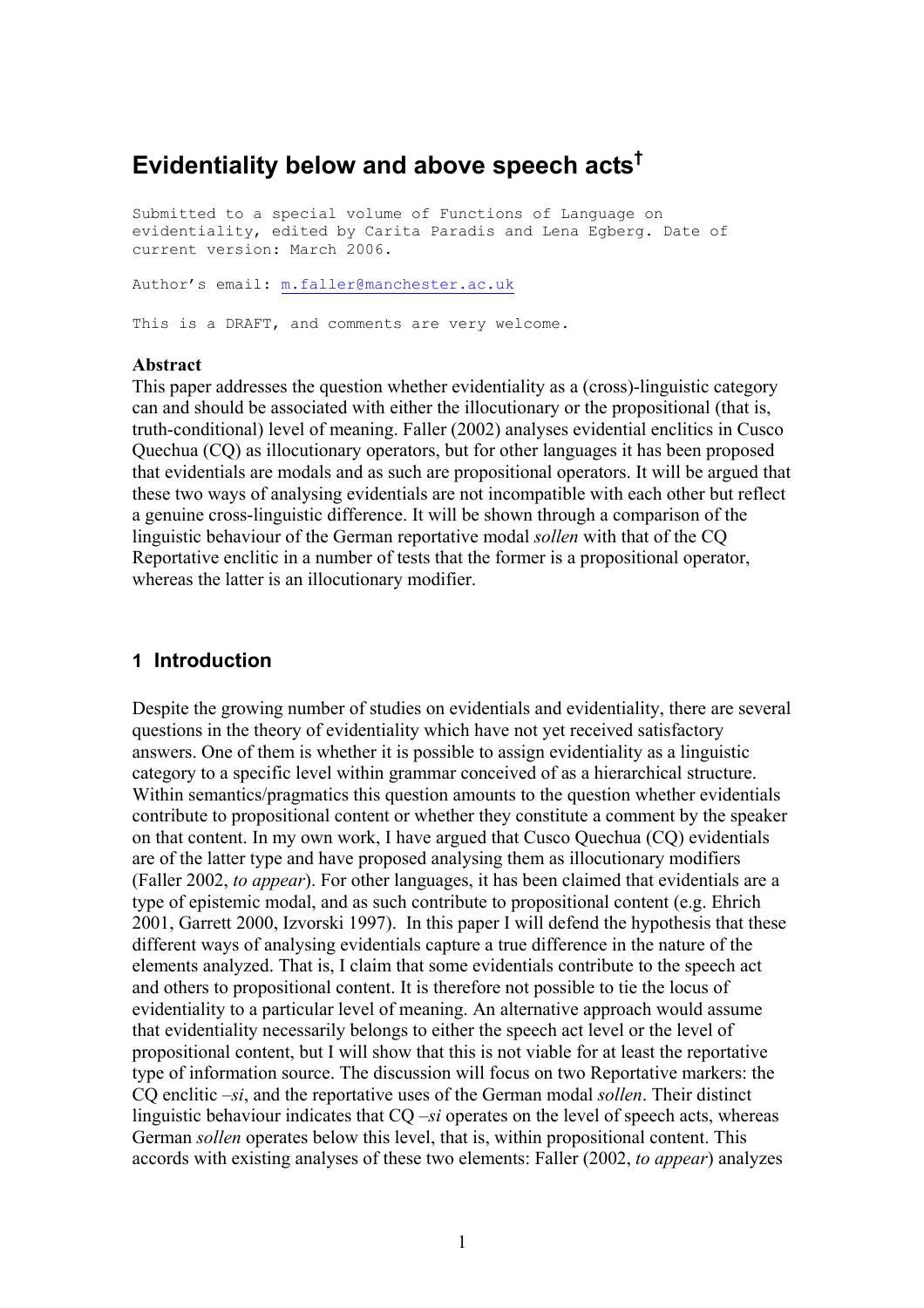# Evidentiality below and above speech acts[†]

```
Submitted to a special volume of Functions of Language on
evidentiality, edited by Carita Paradis and Lena Egberg. Date of
current version: March 2006.

Author's email: m.faller@manchester.ac.uk

This is a DRAFT, and comments are very welcome.
```

**Abstract**

This paper addresses the question whether evidentiality as a (cross)-linguistic category can and should be associated with either the illocutionary or the propositional (that is, truth-conditional) level of meaning. Faller (2002) analyses evidential enclitics in Cusco Quechua (CQ) as illocutionary operators, but for other languages it has been proposed that evidentials are modals and as such are propositional operators. It will be argued that these two ways of analysing evidentials are not incompatible with each other but reflect a genuine cross-linguistic difference. It will be shown through a comparison of the linguistic behaviour of the German reportative modal *sollen* with that of the CQ Reportative enclitic in a number of tests that the former is a propositional operator, whereas the latter is an illocutionary modifier.

## 1 Introduction

Despite the growing number of studies on evidentials and evidentiality, there are several questions in the theory of evidentiality which have not yet received satisfactory answers. One of them is whether it is possible to assign evidentiality as a linguistic category to a specific level within grammar conceived of as a hierarchical structure. Within semantics/pragmatics this question amounts to the question whether evidentials contribute to propositional content or whether they constitute a comment by the speaker on that content. In my own work, I have argued that Cusco Quechua (CQ) evidentials are of the latter type and have proposed analysing them as illocutionary modifiers (Faller 2002, *to appear*). For other languages, it has been claimed that evidentials are a type of epistemic modal, and as such contribute to propositional content (e.g. Ehrich 2001, Garrett 2000, Izvorski 1997). In this paper I will defend the hypothesis that these different ways of analysing evidentials capture a true difference in the nature of the elements analyzed. That is, I claim that some evidentials contribute to the speech act and others to propositional content. It is therefore not possible to tie the locus of evidentiality to a particular level of meaning. An alternative approach would assume that evidentiality necessarily belongs to either the speech act level or the level of propositional content, but I will show that this is not viable for at least the reportative type of information source. The discussion will focus on two Reportative markers: the CQ enclitic *–si*, and the reportative uses of the German modal *sollen*. Their distinct linguistic behaviour indicates that CQ *–si* operates on the level of speech acts, whereas German *sollen* operates below this level, that is, within propositional content. This accords with existing analyses of these two elements: Faller (2002, *to appear*) analyzes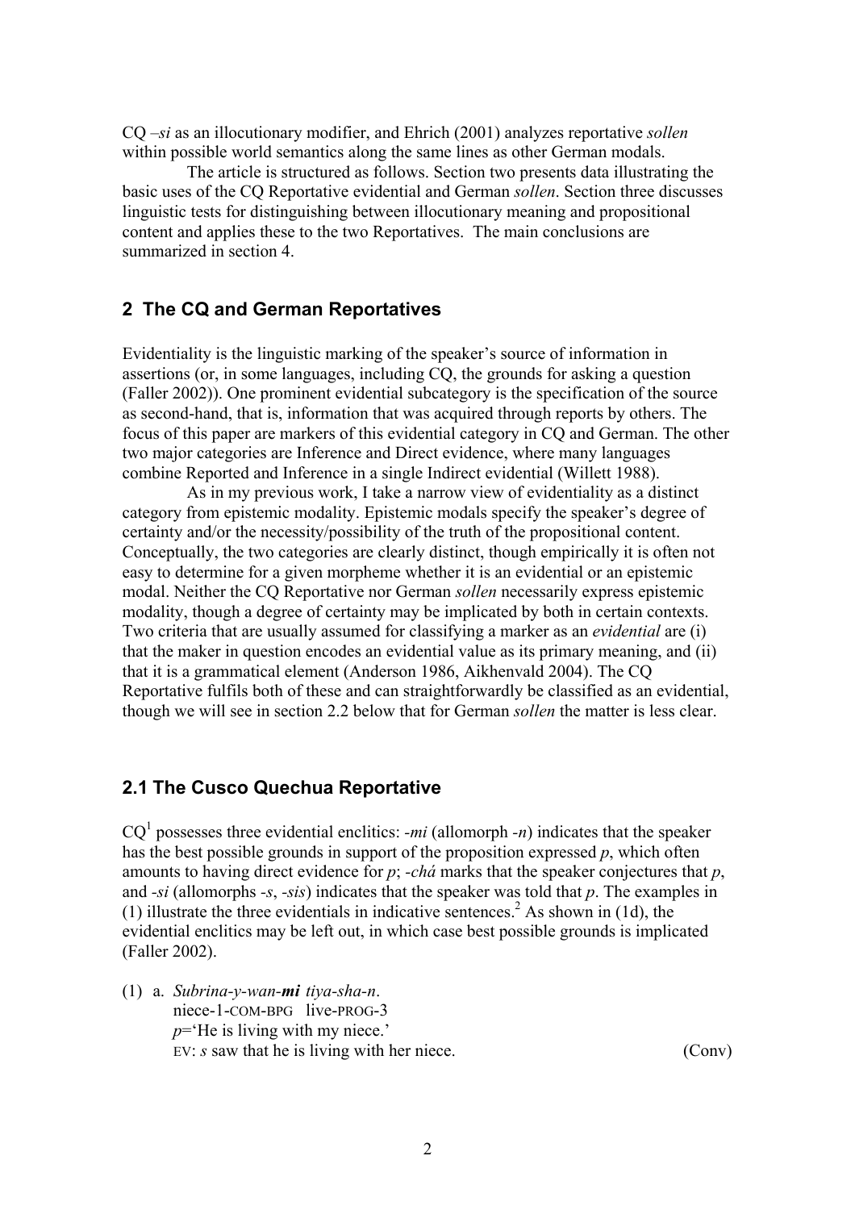CQ –*si* as an illocutionary modifier, and Ehrich (2001) analyzes reportative *sollen* within possible world semantics along the same lines as other German modals.

The article is structured as follows. Section two presents data illustrating the basic uses of the CQ Reportative evidential and German *sollen*. Section three discusses linguistic tests for distinguishing between illocutionary meaning and propositional content and applies these to the two Reportatives. The main conclusions are summarized in section 4.

## 2 The CQ and German Reportatives

Evidentiality is the linguistic marking of the speaker's source of information in assertions (or, in some languages, including CQ, the grounds for asking a question (Faller 2002)). One prominent evidential subcategory is the specification of the source as second-hand, that is, information that was acquired through reports by others. The focus of this paper are markers of this evidential category in CQ and German. The other two major categories are Inference and Direct evidence, where many languages combine Reported and Inference in a single Indirect evidential (Willett 1988).

As in my previous work, I take a narrow view of evidentiality as a distinct category from epistemic modality. Epistemic modals specify the speaker's degree of certainty and/or the necessity/possibility of the truth of the propositional content. Conceptually, the two categories are clearly distinct, though empirically it is often not easy to determine for a given morpheme whether it is an evidential or an epistemic modal. Neither the CQ Reportative nor German *sollen* necessarily express epistemic modality, though a degree of certainty may be implicated by both in certain contexts. Two criteria that are usually assumed for classifying a marker as an *evidential* are (i) that the maker in question encodes an evidential value as its primary meaning, and (ii) that it is a grammatical element (Anderson 1986, Aikhenvald 2004). The CQ Reportative fulfils both of these and can straightforwardly be classified as an evidential, though we will see in section 2.2 below that for German *sollen* the matter is less clear.

### 2.1 The Cusco Quechua Reportative

CQ[1] possesses three evidential enclitics: *-mi* (allomorph *-n*) indicates that the speaker has the best possible grounds in support of the proposition expressed *p*, which often amounts to having direct evidence for *p*; *-chá* marks that the speaker conjectures that *p*, and *-si* (allomorphs *-s*, *-sis*) indicates that the speaker was told that *p*. The examples in (1) illustrate the three evidentials in indicative sentences.[2] As shown in (1d), the evidential enclitics may be left out, in which case best possible grounds is implicated (Faller 2002).

(1) a. *Subrina-y-wan-**mi** tiya-sha-n*.
       niece-1-COM-BPG live-PROG-3
       *p*='He is living with my niece.'
       EV: *s* saw that he is living with her niece. (Conv)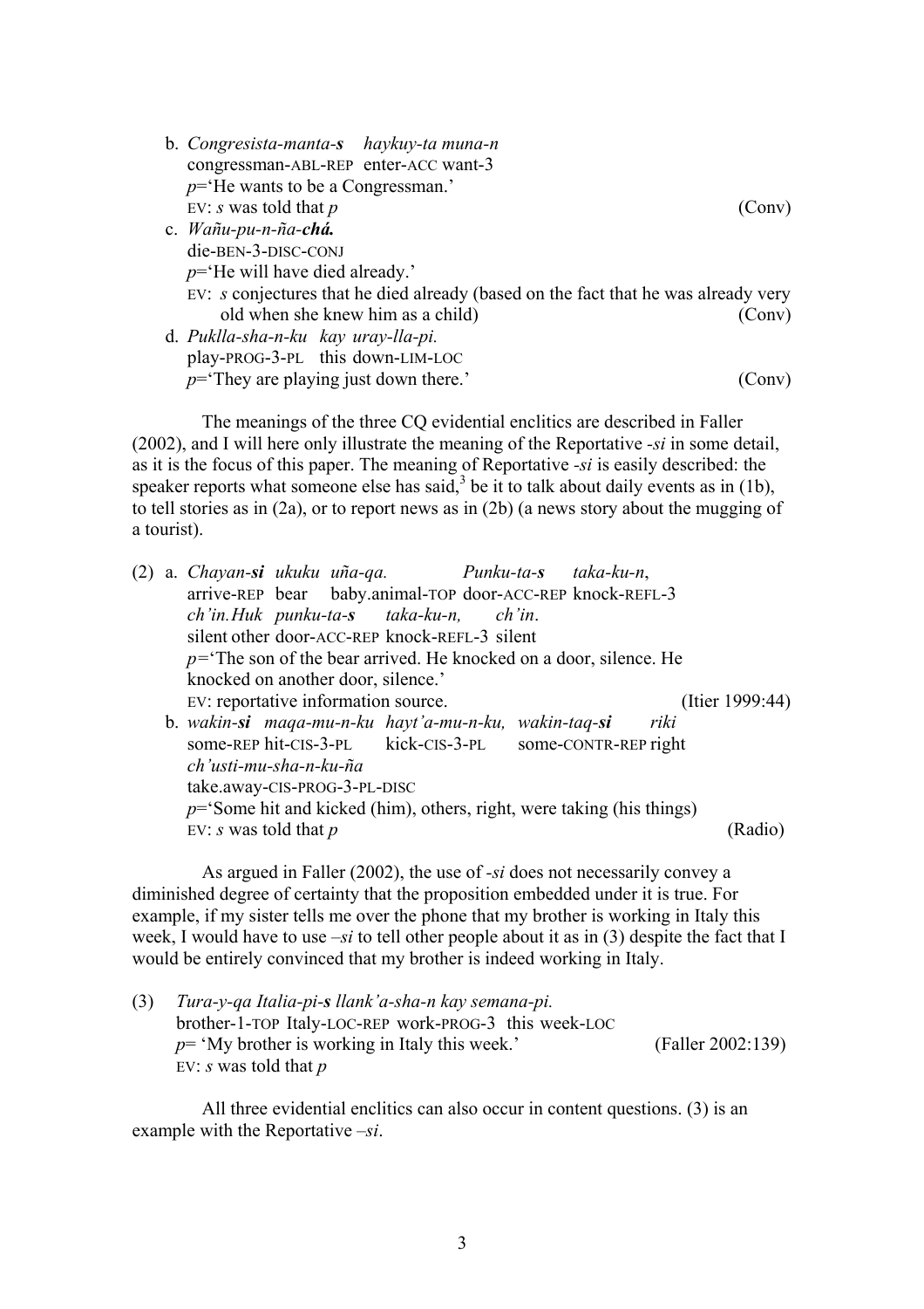b. *Congresista-manta-**s*** *haykuy-ta muna-n*
   congressman-ABL-REP enter-ACC want-3
   *p*='He wants to be a Congressman.'
   EV: *s* was told that *p* (Conv)

c. *Wañu-pu-n-ña-**chá.***
   die-BEN-3-DISC-CONJ
   *p*='He will have died already.'
   EV: *s* conjectures that he died already (based on the fact that he was already very old when she knew him as a child) (Conv)

d. *Puklla-sha-n-ku kay uray-lla-pi.*
   play-PROG-3-PL this down-LIM-LOC
   *p*='They are playing just down there.' (Conv)

The meanings of the three CQ evidential enclitics are described in Faller (2002), and I will here only illustrate the meaning of the Reportative *-si* in some detail, as it is the focus of this paper. The meaning of Reportative *-si* is easily described: the speaker reports what someone else has said,[3] be it to talk about daily events as in (1b), to tell stories as in (2a), or to report news as in (2b) (a news story about the mugging of a tourist).

(2) a. *Chayan-**si*** *ukuku uña-qa.* *Punku-ta-**s*** *taka-ku-n,*
   arrive-REP bear baby.animal-TOP door-ACC-REP knock-REFL-3
   *ch'in.Huk punku-ta-**s*** *taka-ku-n,* *ch'in.*
   silent other door-ACC-REP knock-REFL-3 silent
   *p*='The son of the bear arrived. He knocked on a door, silence. He knocked on another door, silence.'
   EV: reportative information source. (Itier 1999:44)

b. *wakin-**si*** *maqa-mu-n-ku hayt'a-mu-n-ku, wakin-taq-**si*** *riki*
   some-REP hit-CIS-3-PL kick-CIS-3-PL some-CONTR-REP right
   *ch'usti-mu-sha-n-ku-ña*
   take.away-CIS-PROG-3-PL-DISC
   *p*='Some hit and kicked (him), others, right, were taking (his things)
   EV: *s* was told that *p* (Radio)

As argued in Faller (2002), the use of *-si* does not necessarily convey a diminished degree of certainty that the proposition embedded under it is true. For example, if my sister tells me over the phone that my brother is working in Italy this week, I would have to use *–si* to tell other people about it as in (3) despite the fact that I would be entirely convinced that my brother is indeed working in Italy.

(3) *Tura-y-qa Italia-pi-**s*** *llank'a-sha-n kay semana-pi.*
   brother-1-TOP Italy-LOC-REP work-PROG-3 this week-LOC
   *p*= 'My brother is working in Italy this week.' (Faller 2002:139)
   EV: *s* was told that *p*

All three evidential enclitics can also occur in content questions. (3) is an example with the Reportative *–si*.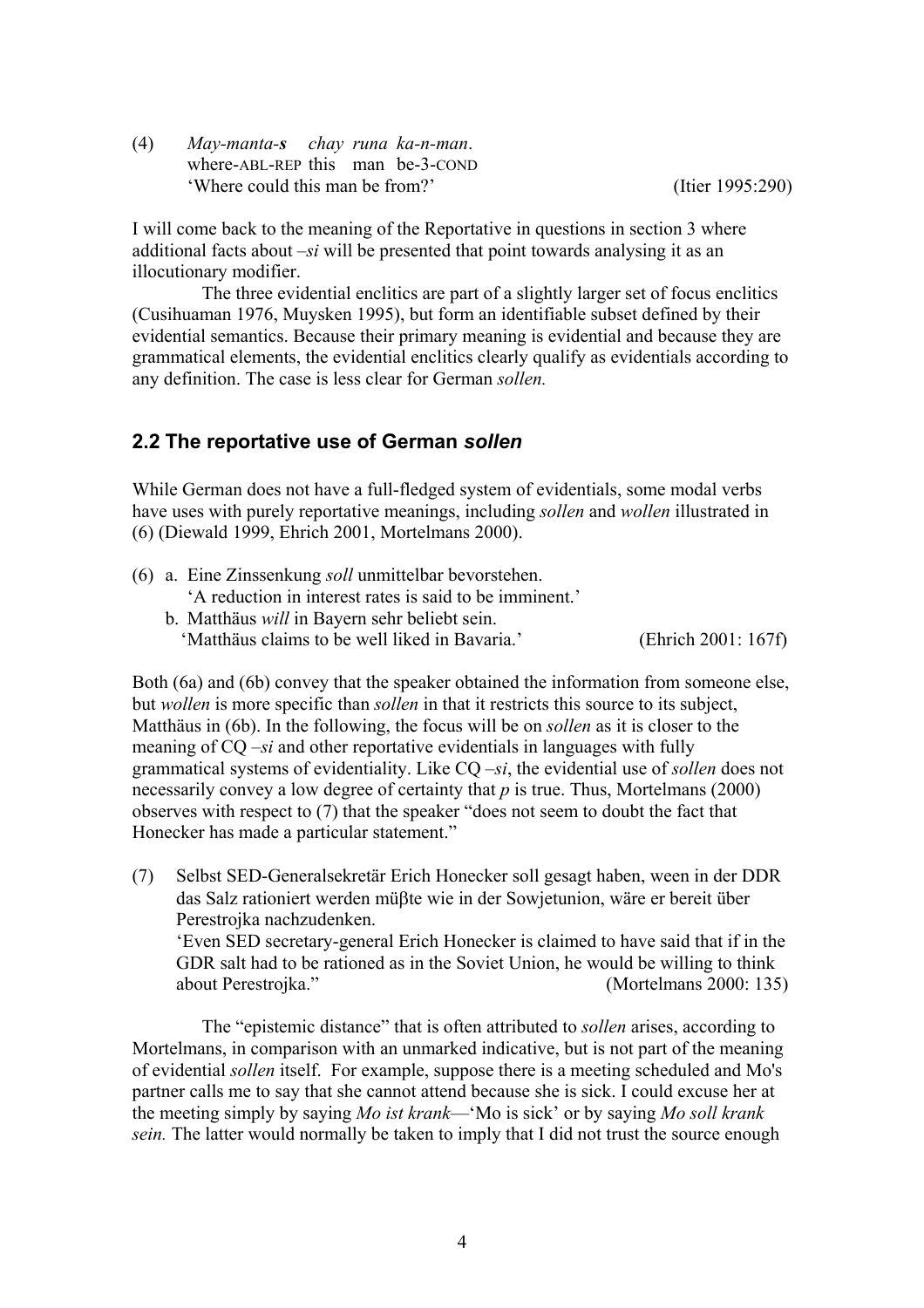(4) *May-manta-**s*** *chay runa ka-n-man*.
where-ABL-REP this man be-3-COND
'Where could this man be from?' (Itier 1995:290)

I will come back to the meaning of the Reportative in questions in section 3 where additional facts about *–si* will be presented that point towards analysing it as an illocutionary modifier.

The three evidential enclitics are part of a slightly larger set of focus enclitics (Cusihuaman 1976, Muysken 1995), but form an identifiable subset defined by their evidential semantics. Because their primary meaning is evidential and because they are grammatical elements, the evidential enclitics clearly qualify as evidentials according to any definition. The case is less clear for German *sollen.*

## 2.2 The reportative use of German *sollen*

While German does not have a full-fledged system of evidentials, some modal verbs have uses with purely reportative meanings, including *sollen* and *wollen* illustrated in (6) (Diewald 1999, Ehrich 2001, Mortelmans 2000).

(6) a. Eine Zinssenkung *soll* unmittelbar bevorstehen.
'A reduction in interest rates is said to be imminent.'
b. Matthäus *will* in Bayern sehr beliebt sein.
'Matthäus claims to be well liked in Bavaria.' (Ehrich 2001: 167f)

Both (6a) and (6b) convey that the speaker obtained the information from someone else, but *wollen* is more specific than *sollen* in that it restricts this source to its subject, Matthäus in (6b). In the following, the focus will be on *sollen* as it is closer to the meaning of CQ *–si* and other reportative evidentials in languages with fully grammatical systems of evidentiality. Like CQ *–si*, the evidential use of *sollen* does not necessarily convey a low degree of certainty that *p* is true. Thus, Mortelmans (2000) observes with respect to (7) that the speaker "does not seem to doubt the fact that Honecker has made a particular statement."

(7) Selbst SED-Generalsekretär Erich Honecker soll gesagt haben, ween in der DDR das Salz rationiert werden müβte wie in der Sowjetunion, wäre er bereit über Perestrojka nachzudenken.
'Even SED secretary-general Erich Honecker is claimed to have said that if in the GDR salt had to be rationed as in the Soviet Union, he would be willing to think about Perestrojka." (Mortelmans 2000: 135)

The "epistemic distance" that is often attributed to *sollen* arises, according to Mortelmans, in comparison with an unmarked indicative, but is not part of the meaning of evidential *sollen* itself. For example, suppose there is a meeting scheduled and Mo's partner calls me to say that she cannot attend because she is sick. I could excuse her at the meeting simply by saying *Mo ist krank*—'Mo is sick' or by saying *Mo soll krank sein.* The latter would normally be taken to imply that I did not trust the source enough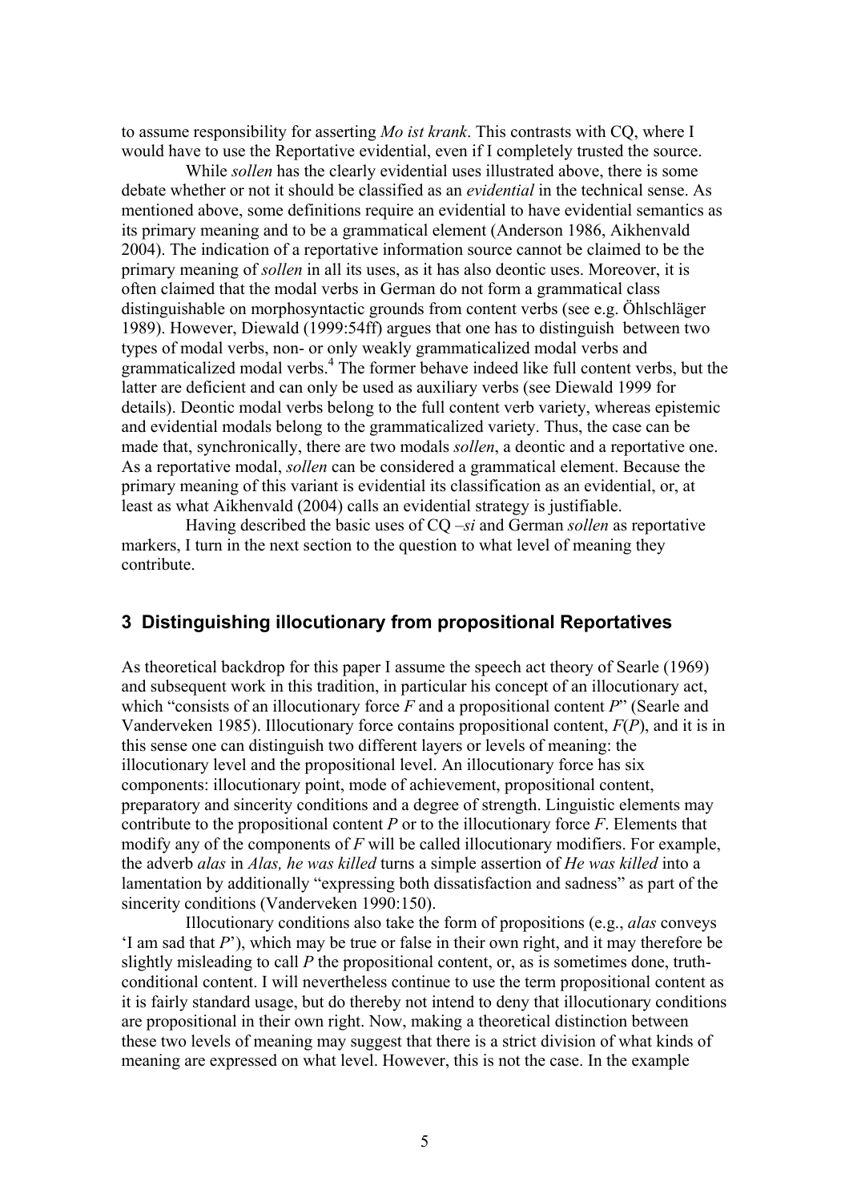to assume responsibility for asserting *Mo ist krank*. This contrasts with CQ, where I would have to use the Reportative evidential, even if I completely trusted the source.

While *sollen* has the clearly evidential uses illustrated above, there is some debate whether or not it should be classified as an *evidential* in the technical sense. As mentioned above, some definitions require an evidential to have evidential semantics as its primary meaning and to be a grammatical element (Anderson 1986, Aikhenvald 2004). The indication of a reportative information source cannot be claimed to be the primary meaning of *sollen* in all its uses, as it has also deontic uses. Moreover, it is often claimed that the modal verbs in German do not form a grammatical class distinguishable on morphosyntactic grounds from content verbs (see e.g. Öhlschläger 1989). However, Diewald (1999:54ff) argues that one has to distinguish between two types of modal verbs, non- or only weakly grammaticalized modal verbs and grammaticalized modal verbs.[4] The former behave indeed like full content verbs, but the latter are deficient and can only be used as auxiliary verbs (see Diewald 1999 for details). Deontic modal verbs belong to the full content verb variety, whereas epistemic and evidential modals belong to the grammaticalized variety. Thus, the case can be made that, synchronically, there are two modals *sollen*, a deontic and a reportative one. As a reportative modal, *sollen* can be considered a grammatical element. Because the primary meaning of this variant is evidential its classification as an evidential, or, at least as what Aikhenvald (2004) calls an evidential strategy is justifiable.

Having described the basic uses of CQ *–si* and German *sollen* as reportative markers, I turn in the next section to the question to what level of meaning they contribute.

## 3 Distinguishing illocutionary from propositional Reportatives

As theoretical backdrop for this paper I assume the speech act theory of Searle (1969) and subsequent work in this tradition, in particular his concept of an illocutionary act, which "consists of an illocutionary force *F* and a propositional content *P*" (Searle and Vanderveken 1985). Illocutionary force contains propositional content, $F(P)$, and it is in this sense one can distinguish two different layers or levels of meaning: the illocutionary level and the propositional level. An illocutionary force has six components: illocutionary point, mode of achievement, propositional content, preparatory and sincerity conditions and a degree of strength. Linguistic elements may contribute to the propositional content *P* or to the illocutionary force *F*. Elements that modify any of the components of *F* will be called illocutionary modifiers. For example, the adverb *alas* in *Alas, he was killed* turns a simple assertion of *He was killed* into a lamentation by additionally "expressing both dissatisfaction and sadness" as part of the sincerity conditions (Vanderveken 1990:150).

Illocutionary conditions also take the form of propositions (e.g., *alas* conveys 'I am sad that *P*'), which may be true or false in their own right, and it may therefore be slightly misleading to call *P* the propositional content, or, as is sometimes done, truth-conditional content. I will nevertheless continue to use the term propositional content as it is fairly standard usage, but do thereby not intend to deny that illocutionary conditions are propositional in their own right. Now, making a theoretical distinction between these two levels of meaning may suggest that there is a strict division of what kinds of meaning are expressed on what level. However, this is not the case. In the example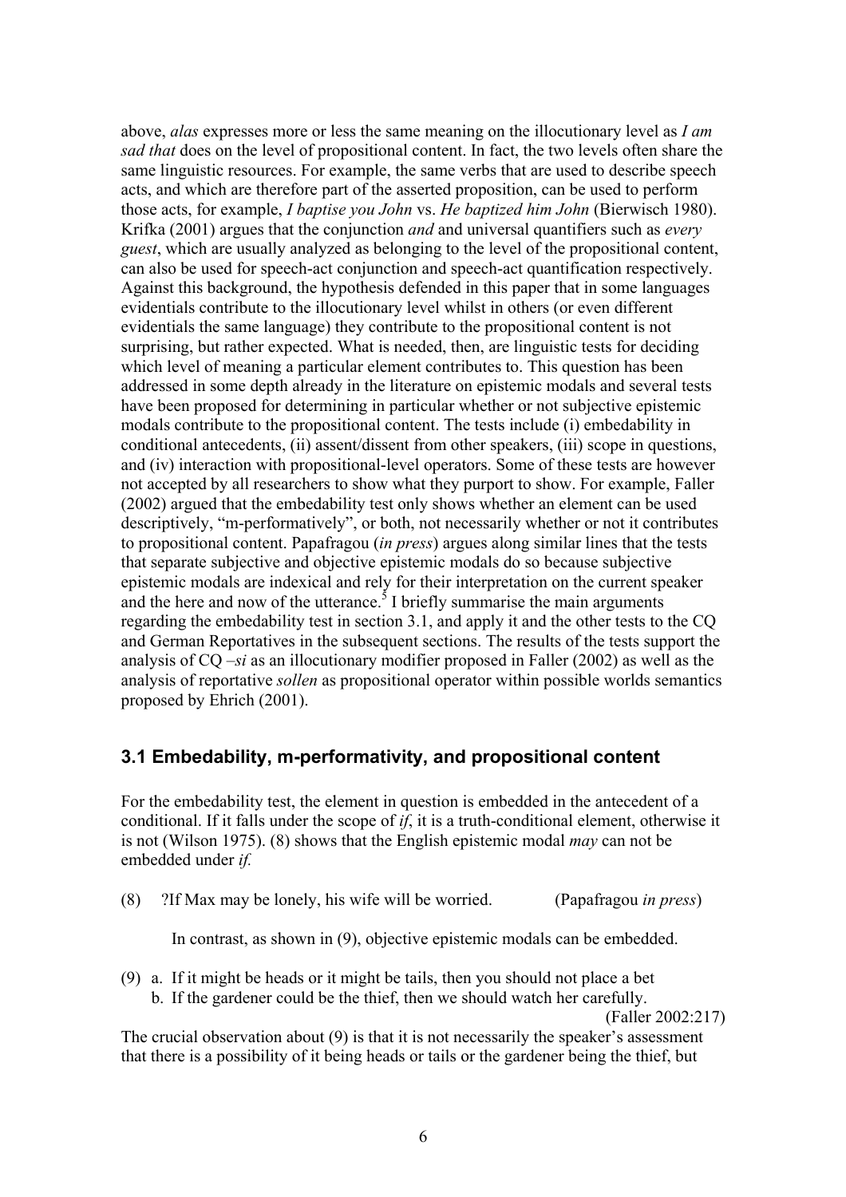above, *alas* expresses more or less the same meaning on the illocutionary level as *I am sad that* does on the level of propositional content. In fact, the two levels often share the same linguistic resources. For example, the same verbs that are used to describe speech acts, and which are therefore part of the asserted proposition, can be used to perform those acts, for example, *I baptise you John* vs. *He baptized him John* (Bierwisch 1980). Krifka (2001) argues that the conjunction *and* and universal quantifiers such as *every guest*, which are usually analyzed as belonging to the level of the propositional content, can also be used for speech-act conjunction and speech-act quantification respectively. Against this background, the hypothesis defended in this paper that in some languages evidentials contribute to the illocutionary level whilst in others (or even different evidentials the same language) they contribute to the propositional content is not surprising, but rather expected. What is needed, then, are linguistic tests for deciding which level of meaning a particular element contributes to. This question has been addressed in some depth already in the literature on epistemic modals and several tests have been proposed for determining in particular whether or not subjective epistemic modals contribute to the propositional content. The tests include (i) embedability in conditional antecedents, (ii) assent/dissent from other speakers, (iii) scope in questions, and (iv) interaction with propositional-level operators. Some of these tests are however not accepted by all researchers to show what they purport to show. For example, Faller (2002) argued that the embedability test only shows whether an element can be used descriptively, "m-performatively", or both, not necessarily whether or not it contributes to propositional content. Papafragou (*in press*) argues along similar lines that the tests that separate subjective and objective epistemic modals do so because subjective epistemic modals are indexical and rely for their interpretation on the current speaker and the here and now of the utterance.[5] I briefly summarise the main arguments regarding the embedability test in section 3.1, and apply it and the other tests to the CQ and German Reportatives in the subsequent sections. The results of the tests support the analysis of CQ *–si* as an illocutionary modifier proposed in Faller (2002) as well as the analysis of reportative *sollen* as propositional operator within possible worlds semantics proposed by Ehrich (2001).

## 3.1 Embedability, m-performativity, and propositional content

For the embedability test, the element in question is embedded in the antecedent of a conditional. If it falls under the scope of *if*, it is a truth-conditional element, otherwise it is not (Wilson 1975). (8) shows that the English epistemic modal *may* can not be embedded under *if.*

(8) ?If Max may be lonely, his wife will be worried. (Papafragou *in press*)

In contrast, as shown in (9), objective epistemic modals can be embedded.

(9) a. If it might be heads or it might be tails, then you should not place a bet
b. If the gardener could be the thief, then we should watch her carefully.
(Faller 2002:217)

The crucial observation about (9) is that it is not necessarily the speaker's assessment that there is a possibility of it being heads or tails or the gardener being the thief, but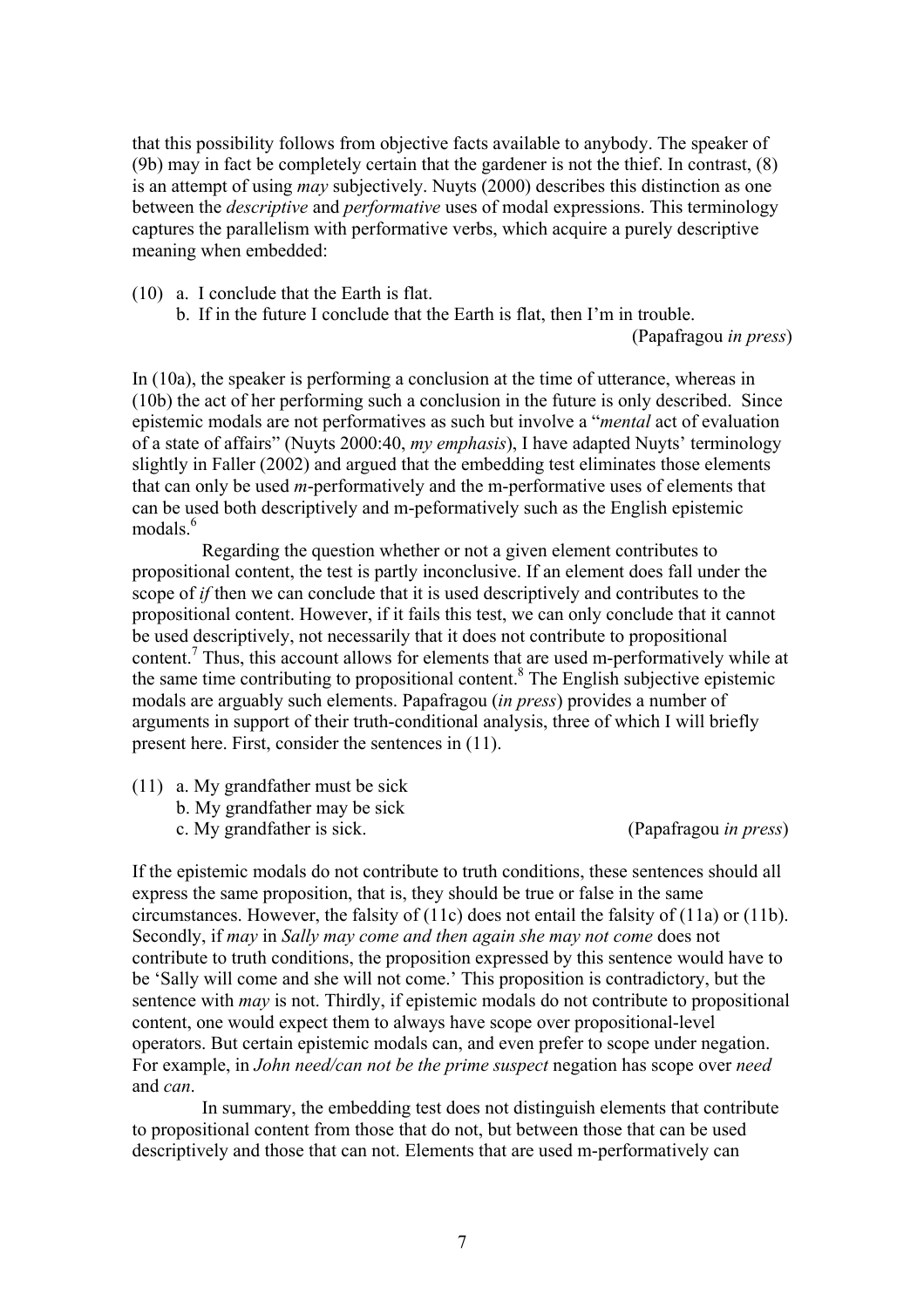that this possibility follows from objective facts available to anybody. The speaker of (9b) may in fact be completely certain that the gardener is not the thief. In contrast, (8) is an attempt of using *may* subjectively. Nuyts (2000) describes this distinction as one between the *descriptive* and *performative* uses of modal expressions. This terminology captures the parallelism with performative verbs, which acquire a purely descriptive meaning when embedded:

(10) a. I conclude that the Earth is flat.
 b. If in the future I conclude that the Earth is flat, then I'm in trouble.
 (Papafragou *in press*)

In (10a), the speaker is performing a conclusion at the time of utterance, whereas in (10b) the act of her performing such a conclusion in the future is only described. Since epistemic modals are not performatives as such but involve a "*mental* act of evaluation of a state of affairs" (Nuyts 2000:40, *my emphasis*), I have adapted Nuyts' terminology slightly in Faller (2002) and argued that the embedding test eliminates those elements that can only be used *m*-performatively and the m-performative uses of elements that can be used both descriptively and m-peformatively such as the English epistemic modals.[6]

Regarding the question whether or not a given element contributes to propositional content, the test is partly inconclusive. If an element does fall under the scope of *if* then we can conclude that it is used descriptively and contributes to the propositional content. However, if it fails this test, we can only conclude that it cannot be used descriptively, not necessarily that it does not contribute to propositional content.[7] Thus, this account allows for elements that are used m-performatively while at the same time contributing to propositional content.[8] The English subjective epistemic modals are arguably such elements. Papafragou (*in press*) provides a number of arguments in support of their truth-conditional analysis, three of which I will briefly present here. First, consider the sentences in (11).

(11) a. My grandfather must be sick
 b. My grandfather may be sick
 c. My grandfather is sick. (Papafragou *in press*)

If the epistemic modals do not contribute to truth conditions, these sentences should all express the same proposition, that is, they should be true or false in the same circumstances. However, the falsity of (11c) does not entail the falsity of (11a) or (11b). Secondly, if *may* in *Sally may come and then again she may not come* does not contribute to truth conditions, the proposition expressed by this sentence would have to be 'Sally will come and she will not come.' This proposition is contradictory, but the sentence with *may* is not. Thirdly, if epistemic modals do not contribute to propositional content, one would expect them to always have scope over propositional-level operators. But certain epistemic modals can, and even prefer to scope under negation. For example, in *John need/can not be the prime suspect* negation has scope over *need* and *can*.

In summary, the embedding test does not distinguish elements that contribute to propositional content from those that do not, but between those that can be used descriptively and those that can not. Elements that are used m-performatively can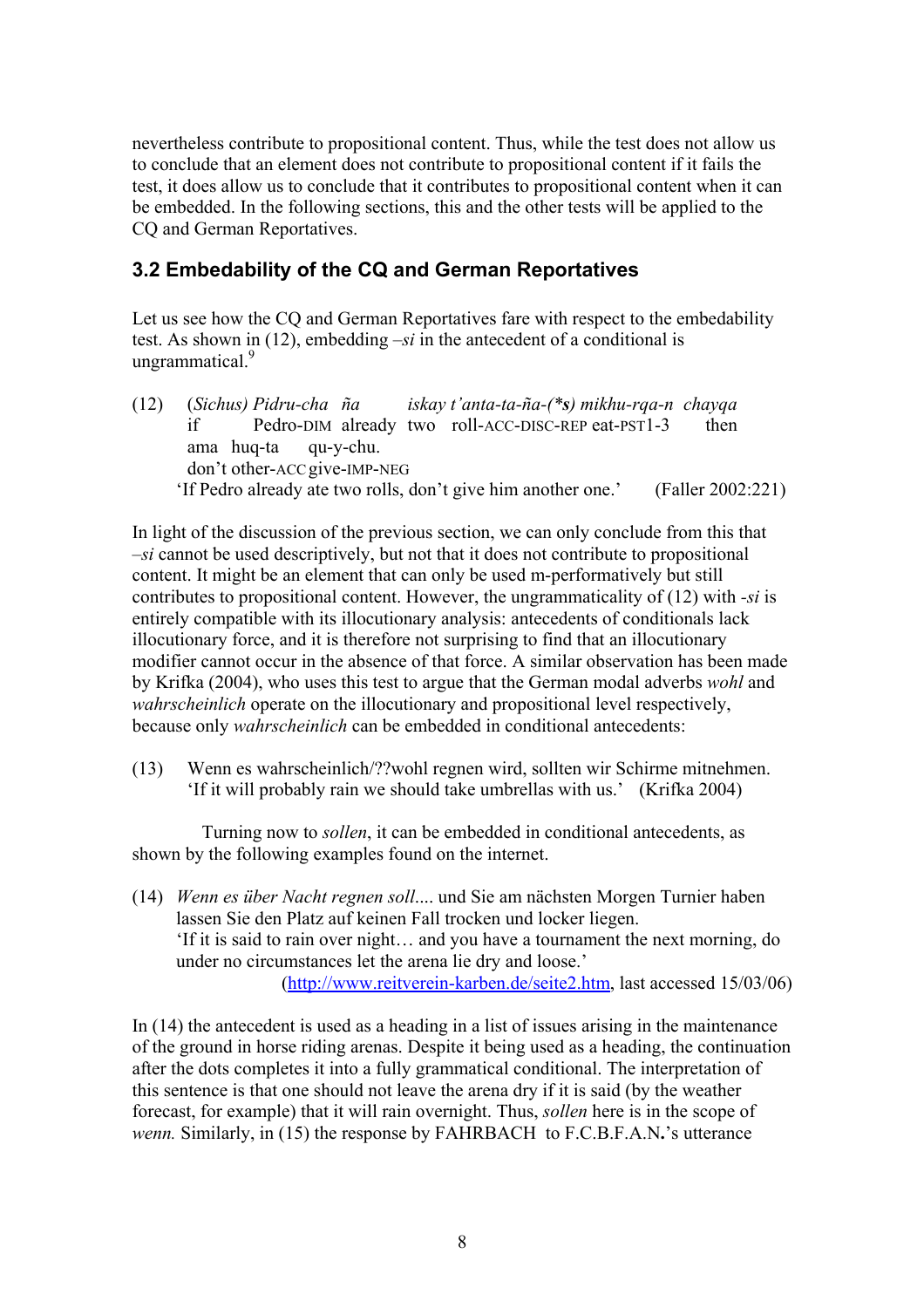nevertheless contribute to propositional content. Thus, while the test does not allow us to conclude that an element does not contribute to propositional content if it fails the test, it does allow us to conclude that it contributes to propositional content when it can be embedded. In the following sections, this and the other tests will be applied to the CQ and German Reportatives.

## 3.2 Embedability of the CQ and German Reportatives

Let us see how the CQ and German Reportatives fare with respect to the embedability test. As shown in (12), embedding *–si* in the antecedent of a conditional is ungrammatical.[9]

(12) (*Sichus) Pidru-cha ña iskay t'anta-ta-ña-(\*s) mikhu-rqa-n chayqa*
if Pedro-DIM already two roll-ACC-DISC-REP eat-PST1-3 then
ama huq-ta qu-y-chu.
don't other-ACC give-IMP-NEG
'If Pedro already ate two rolls, don't give him another one.' (Faller 2002:221)

In light of the discussion of the previous section, we can only conclude from this that *–si* cannot be used descriptively, but not that it does not contribute to propositional content. It might be an element that can only be used m-performatively but still contributes to propositional content. However, the ungrammaticality of (12) with *-si* is entirely compatible with its illocutionary analysis: antecedents of conditionals lack illocutionary force, and it is therefore not surprising to find that an illocutionary modifier cannot occur in the absence of that force. A similar observation has been made by Krifka (2004), who uses this test to argue that the German modal adverbs *wohl* and *wahrscheinlich* operate on the illocutionary and propositional level respectively, because only *wahrscheinlich* can be embedded in conditional antecedents:

(13) Wenn es wahrscheinlich/??wohl regnen wird, sollten wir Schirme mitnehmen.
'If it will probably rain we should take umbrellas with us.' (Krifka 2004)

Turning now to *sollen*, it can be embedded in conditional antecedents, as shown by the following examples found on the internet.

(14) *Wenn es über Nacht regnen soll*.... und Sie am nächsten Morgen Turnier haben lassen Sie den Platz auf keinen Fall trocken und locker liegen.
'If it is said to rain over night… and you have a tournament the next morning, do under no circumstances let the arena lie dry and loose.'
(http://www.reitverein-karben.de/seite2.htm, last accessed 15/03/06)

In (14) the antecedent is used as a heading in a list of issues arising in the maintenance of the ground in horse riding arenas. Despite it being used as a heading, the continuation after the dots completes it into a fully grammatical conditional. The interpretation of this sentence is that one should not leave the arena dry if it is said (by the weather forecast, for example) that it will rain overnight. Thus, *sollen* here is in the scope of *wenn.* Similarly, in (15) the response by FAHRBACH to F.C.B.F.A.N.'s utterance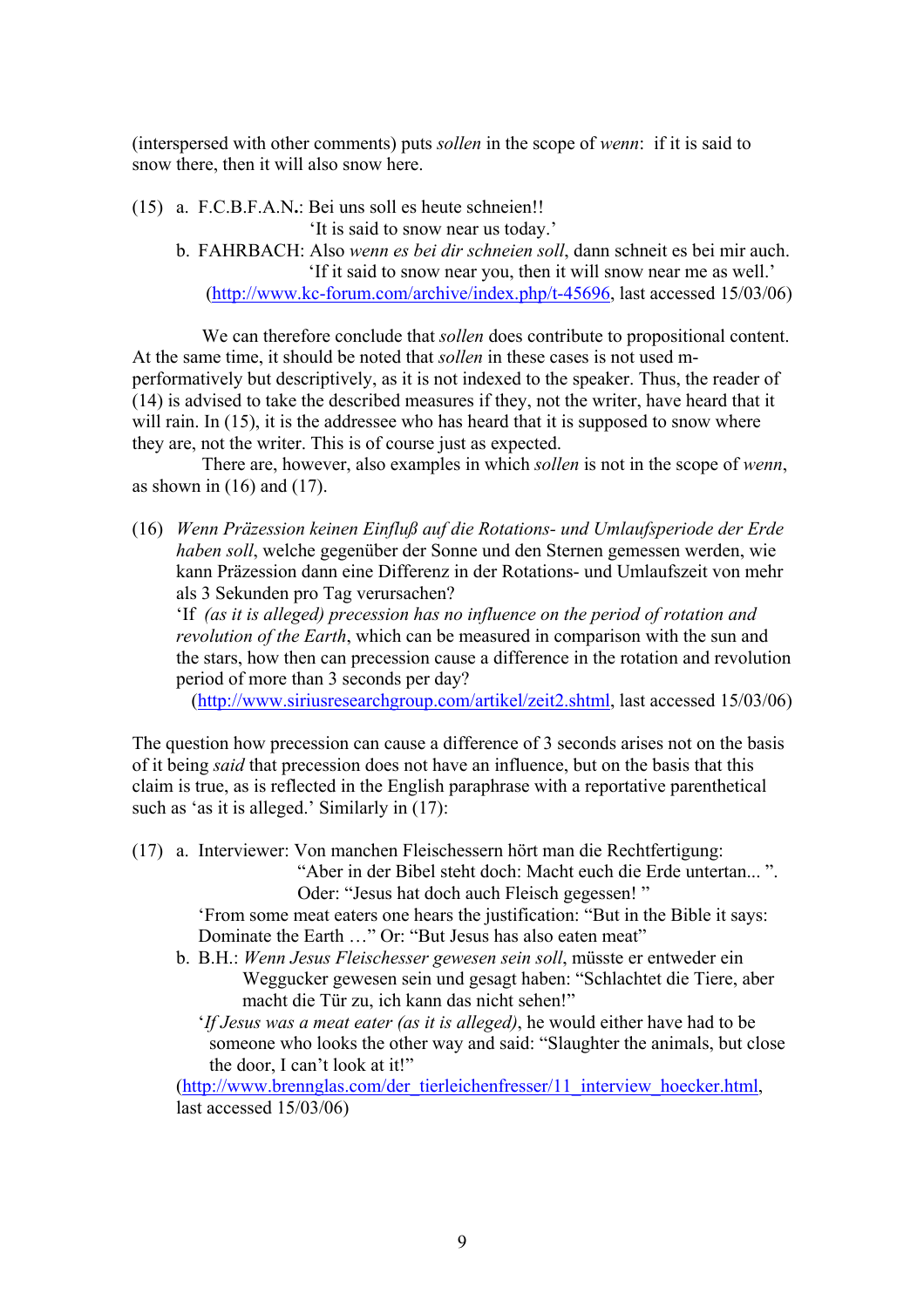(interspersed with other comments) puts *sollen* in the scope of *wenn*: if it is said to snow there, then it will also snow here.

(15) a. F.C.B.F.A.N**.**: Bei uns soll es heute schneien!!
'It is said to snow near us today.'

b. FAHRBACH: Also *wenn es bei dir schneien soll*, dann schneit es bei mir auch.
'If it said to snow near you, then it will snow near me as well.'
(http://www.kc-forum.com/archive/index.php/t-45696, last accessed 15/03/06)

We can therefore conclude that *sollen* does contribute to propositional content. At the same time, it should be noted that *sollen* in these cases is not used m-performatively but descriptively, as it is not indexed to the speaker. Thus, the reader of (14) is advised to take the described measures if they, not the writer, have heard that it will rain. In (15), it is the addressee who has heard that it is supposed to snow where they are, not the writer. This is of course just as expected.

There are, however, also examples in which *sollen* is not in the scope of *wenn*, as shown in (16) and (17).

(16) *Wenn Präzession keinen Einfluß auf die Rotations- und Umlaufsperiode der Erde haben soll*, welche gegenüber der Sonne und den Sternen gemessen werden, wie kann Präzession dann eine Differenz in der Rotations- und Umlaufszeit von mehr als 3 Sekunden pro Tag verursachen?
'If *(as it is alleged) precession has no influence on the period of rotation and revolution of the Earth*, which can be measured in comparison with the sun and the stars, how then can precession cause a difference in the rotation and revolution period of more than 3 seconds per day?
(http://www.siriusresearchgroup.com/artikel/zeit2.shtml, last accessed 15/03/06)

The question how precession can cause a difference of 3 seconds arises not on the basis of it being *said* that precession does not have an influence, but on the basis that this claim is true, as is reflected in the English paraphrase with a reportative parenthetical such as 'as it is alleged.' Similarly in (17):

(17) a. Interviewer: Von manchen Fleischessern hört man die Rechtfertigung: "Aber in der Bibel steht doch: Macht euch die Erde untertan... ". Oder: "Jesus hat doch auch Fleisch gegessen! "
'From some meat eaters one hears the justification: "But in the Bible it says: Dominate the Earth …" Or: "But Jesus has also eaten meat"

b. B.H.: *Wenn Jesus Fleischesser gewesen sein soll*, müsste er entweder ein Weggucker gewesen sein und gesagt haben: "Schlachtet die Tiere, aber macht die Tür zu, ich kann das nicht sehen!"
'*If Jesus was a meat eater (as it is alleged)*, he would either have had to be someone who looks the other way and said: "Slaughter the animals, but close the door, I can't look at it!"
(http://www.brennglas.com/der_tierleichenfresser/11_interview_hoecker.html, last accessed 15/03/06)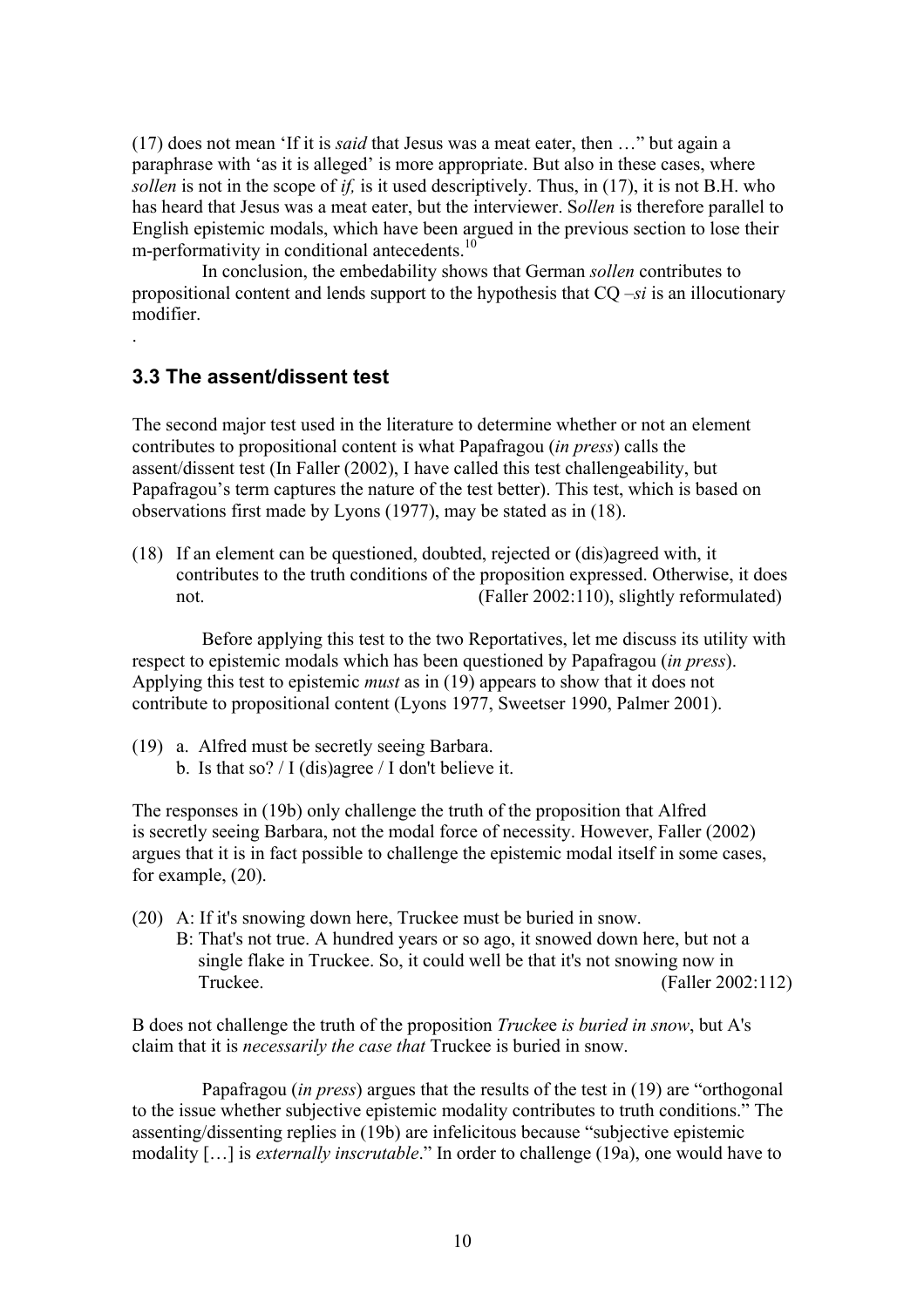(17) does not mean 'If it is *said* that Jesus was a meat eater, then …" but again a paraphrase with 'as it is alleged' is more appropriate. But also in these cases, where *sollen* is not in the scope of *if,* is it used descriptively. Thus, in (17), it is not B.H. who has heard that Jesus was a meat eater, but the interviewer. S*ollen* is therefore parallel to English epistemic modals, which have been argued in the previous section to lose their m-performativity in conditional antecedents.[10]

In conclusion, the embedability shows that German *sollen* contributes to propositional content and lends support to the hypothesis that CQ –*si* is an illocutionary modifier.

.

## 3.3 The assent/dissent test

The second major test used in the literature to determine whether or not an element contributes to propositional content is what Papafragou (*in press*) calls the assent/dissent test (In Faller (2002), I have called this test challengeability, but Papafragou's term captures the nature of the test better). This test, which is based on observations first made by Lyons (1977), may be stated as in (18).

(18) If an element can be questioned, doubted, rejected or (dis)agreed with, it contributes to the truth conditions of the proposition expressed. Otherwise, it does not. (Faller 2002:110), slightly reformulated)

Before applying this test to the two Reportatives, let me discuss its utility with respect to epistemic modals which has been questioned by Papafragou (*in press*). Applying this test to epistemic *must* as in (19) appears to show that it does not contribute to propositional content (Lyons 1977, Sweetser 1990, Palmer 2001).

(19) a. Alfred must be secretly seeing Barbara.
b. Is that so? / I (dis)agree / I don't believe it.

The responses in (19b) only challenge the truth of the proposition that Alfred is secretly seeing Barbara, not the modal force of necessity. However, Faller (2002) argues that it is in fact possible to challenge the epistemic modal itself in some cases, for example, (20).

(20) A: If it's snowing down here, Truckee must be buried in snow.
B: That's not true. A hundred years or so ago, it snowed down here, but not a single flake in Truckee. So, it could well be that it's not snowing now in Truckee. (Faller 2002:112)

B does not challenge the truth of the proposition *Truckee is buried in snow*, but A's claim that it is *necessarily the case that* Truckee is buried in snow.

Papafragou (*in press*) argues that the results of the test in (19) are "orthogonal to the issue whether subjective epistemic modality contributes to truth conditions." The assenting/dissenting replies in (19b) are infelicitous because "subjective epistemic modality […] is *externally inscrutable*." In order to challenge (19a), one would have to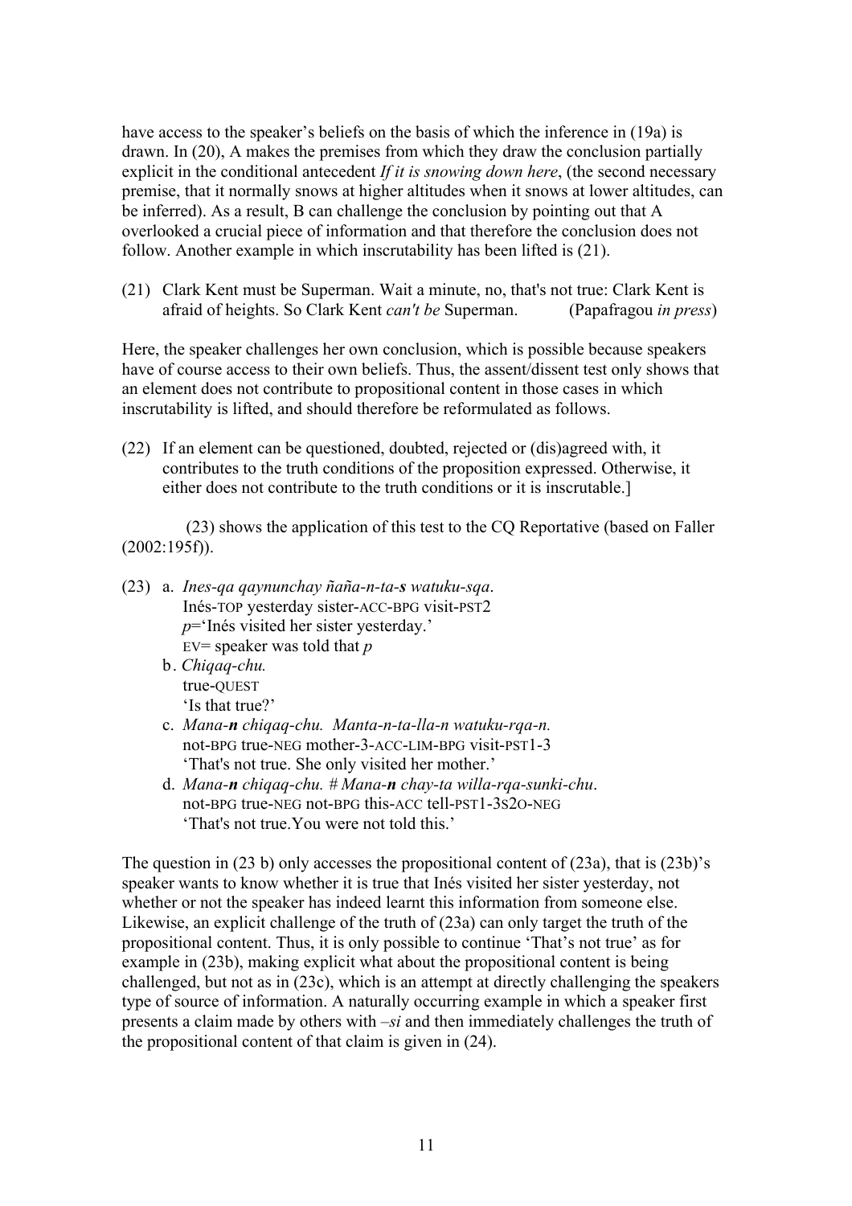have access to the speaker's beliefs on the basis of which the inference in (19a) is drawn. In (20), A makes the premises from which they draw the conclusion partially explicit in the conditional antecedent *If it is snowing down here*, (the second necessary premise, that it normally snows at higher altitudes when it snows at lower altitudes, can be inferred). As a result, B can challenge the conclusion by pointing out that A overlooked a crucial piece of information and that therefore the conclusion does not follow. Another example in which inscrutability has been lifted is (21).

(21) Clark Kent must be Superman. Wait a minute, no, that's not true: Clark Kent is afraid of heights. So Clark Kent *can't be* Superman. (Papafragou *in press*)

Here, the speaker challenges her own conclusion, which is possible because speakers have of course access to their own beliefs. Thus, the assent/dissent test only shows that an element does not contribute to propositional content in those cases in which inscrutability is lifted, and should therefore be reformulated as follows.

(22) If an element can be questioned, doubted, rejected or (dis)agreed with, it contributes to the truth conditions of the proposition expressed. Otherwise, it either does not contribute to the truth conditions or it is inscrutable.]

(23) shows the application of this test to the CQ Reportative (based on Faller (2002:195f)).

(23) a. *Ines-qa qaynunchay ñaña-n-ta-**s** watuku-sqa*.
Inés-TOP yesterday sister-ACC-BPG visit-PST2
*p*='Inés visited her sister yesterday.'
EV= speaker was told that *p*

b. *Chiqaq-chu.*
true-QUEST
'Is that true?'

c. *Mana-**n** chiqaq-chu. Manta-n-ta-lla-n watuku-rqa-n.*
not-BPG true-NEG mother-3-ACC-LIM-BPG visit-PST1-3
'That's not true. She only visited her mother.'

d. *Mana-**n** chiqaq-chu. # Mana-**n** chay-ta willa-rqa-sunki-chu*.
not-BPG true-NEG not-BPG this-ACC tell-PST1-3S2O-NEG
'That's not true.You were not told this.'

The question in (23 b) only accesses the propositional content of (23a), that is (23b)'s speaker wants to know whether it is true that Inés visited her sister yesterday, not whether or not the speaker has indeed learnt this information from someone else. Likewise, an explicit challenge of the truth of (23a) can only target the truth of the propositional content. Thus, it is only possible to continue 'That's not true' as for example in (23b), making explicit what about the propositional content is being challenged, but not as in (23c), which is an attempt at directly challenging the speakers type of source of information. A naturally occurring example in which a speaker first presents a claim made by others with *–si* and then immediately challenges the truth of the propositional content of that claim is given in (24).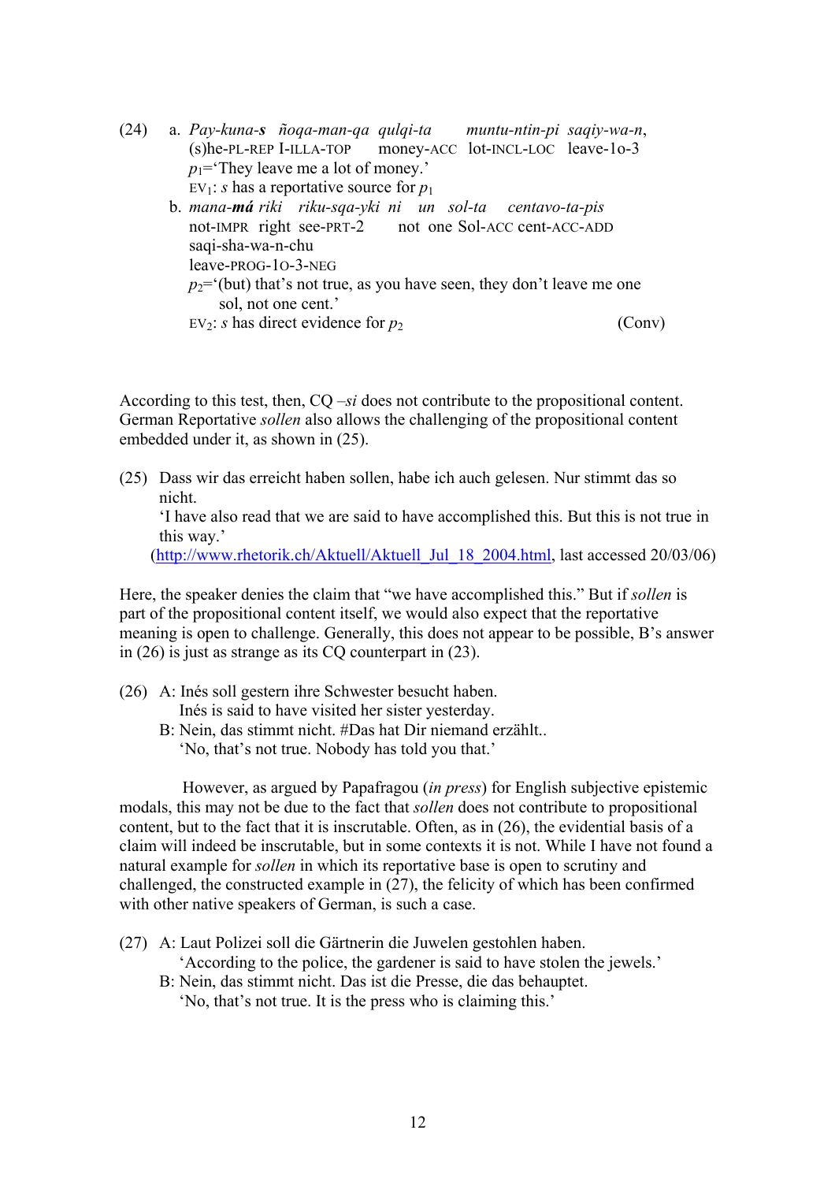(24) a. *Pay-kuna-**s** ñoqa-man-qa qulqi-ta muntu-ntin-pi saqiy-wa-n,*
(s)he-PL-REP I-ILLA-TOP money-ACC lot-INCL-LOC leave-1o-3
$p_1$='They leave me a lot of money.'
$\text{EV}_1$: *s* has a reportative source for $p_1$

b. *mana-**má** riki riku-sqa-yki ni un sol-ta centavo-ta-pis*
not-IMPR right see-PRT-2 not one Sol-ACC cent-ACC-ADD
saqi-sha-wa-n-chu
leave-PROG-1O-3-NEG
$p_2$='(but) that's not true, as you have seen, they don't leave me one sol, not one cent.'
$\text{EV}_2$: *s* has direct evidence for $p_2$ (Conv)

According to this test, then, CQ *–si* does not contribute to the propositional content. German Reportative *sollen* also allows the challenging of the propositional content embedded under it, as shown in (25).

(25) Dass wir das erreicht haben sollen, habe ich auch gelesen. Nur stimmt das so nicht.
'I have also read that we are said to have accomplished this. But this is not true in this way.'
(http://www.rhetorik.ch/Aktuell/Aktuell_Jul_18_2004.html, last accessed 20/03/06)

Here, the speaker denies the claim that "we have accomplished this." But if *sollen* is part of the propositional content itself, we would also expect that the reportative meaning is open to challenge. Generally, this does not appear to be possible, B's answer in (26) is just as strange as its CQ counterpart in (23).

(26) A: Inés soll gestern ihre Schwester besucht haben.
Inés is said to have visited her sister yesterday.
B: Nein, das stimmt nicht. #Das hat Dir niemand erzählt..
'No, that's not true. Nobody has told you that.'

However, as argued by Papafragou (*in press*) for English subjective epistemic modals, this may not be due to the fact that *sollen* does not contribute to propositional content, but to the fact that it is inscrutable. Often, as in (26), the evidential basis of a claim will indeed be inscrutable, but in some contexts it is not. While I have not found a natural example for *sollen* in which its reportative base is open to scrutiny and challenged, the constructed example in (27), the felicity of which has been confirmed with other native speakers of German, is such a case.

(27) A: Laut Polizei soll die Gärtnerin die Juwelen gestohlen haben.
'According to the police, the gardener is said to have stolen the jewels.'
B: Nein, das stimmt nicht. Das ist die Presse, die das behauptet.
'No, that's not true. It is the press who is claiming this.'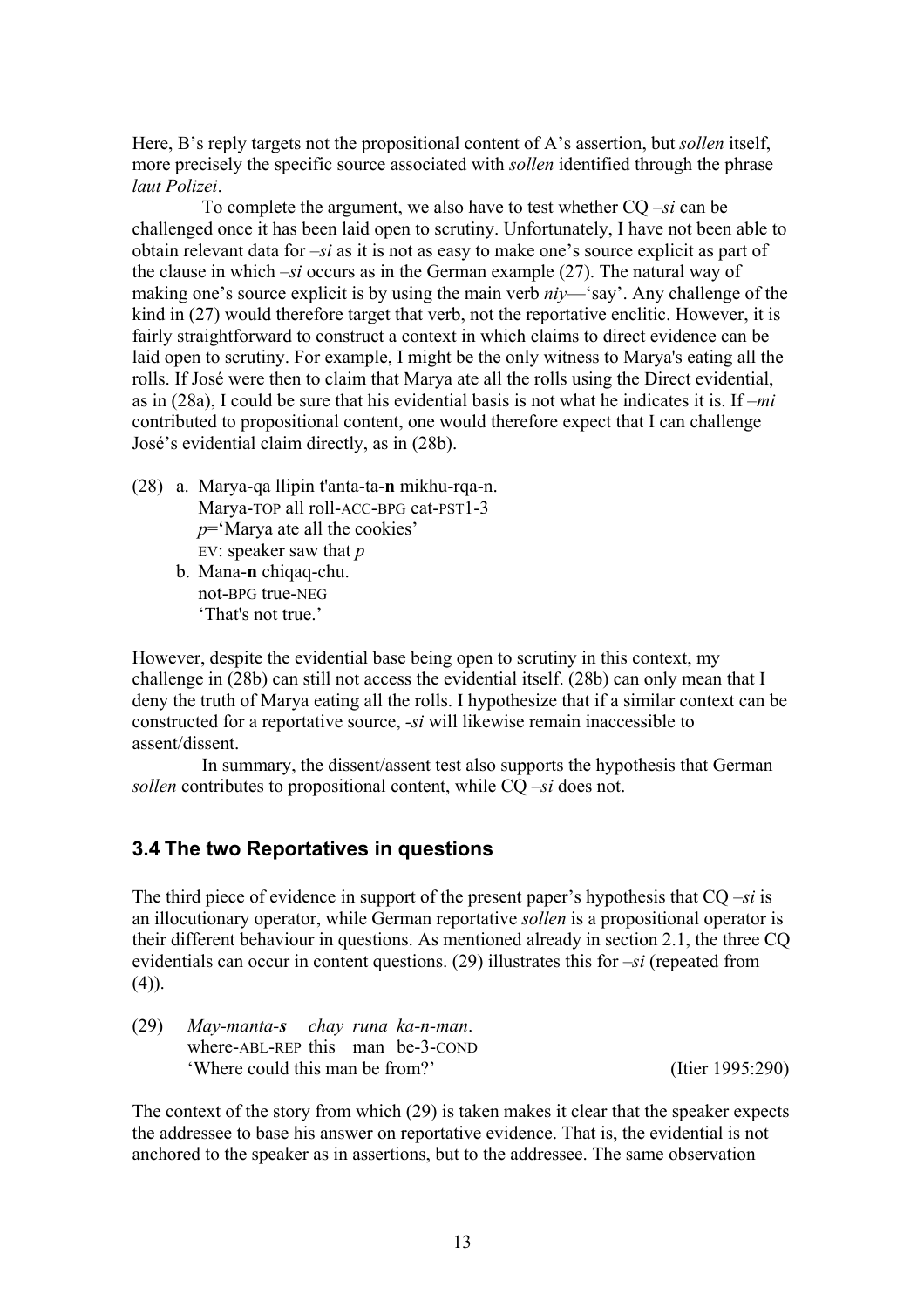Here, B's reply targets not the propositional content of A's assertion, but *sollen* itself, more precisely the specific source associated with *sollen* identified through the phrase *laut Polizei*.

To complete the argument, we also have to test whether CQ *–si* can be challenged once it has been laid open to scrutiny. Unfortunately, I have not been able to obtain relevant data for *–si* as it is not as easy to make one's source explicit as part of the clause in which *–si* occurs as in the German example (27). The natural way of making one's source explicit is by using the main verb *niy*—'say'. Any challenge of the kind in (27) would therefore target that verb, not the reportative enclitic. However, it is fairly straightforward to construct a context in which claims to direct evidence can be laid open to scrutiny. For example, I might be the only witness to Marya's eating all the rolls. If José were then to claim that Marya ate all the rolls using the Direct evidential, as in (28a), I could be sure that his evidential basis is not what he indicates it is. If *–mi* contributed to propositional content, one would therefore expect that I can challenge José's evidential claim directly, as in (28b).

(28) a. Marya-qa llipin t'anta-ta-**n** mikhu-rqa-n.
 Marya-TOP all roll-ACC-BPG eat-PST1-3
 *p*='Marya ate all the cookies'
 EV: speaker saw that *p*

 b. Mana-**n** chiqaq-chu.
 not-BPG true-NEG
 'That's not true.'

However, despite the evidential base being open to scrutiny in this context, my challenge in (28b) can still not access the evidential itself. (28b) can only mean that I deny the truth of Marya eating all the rolls. I hypothesize that if a similar context can be constructed for a reportative source, *-si* will likewise remain inaccessible to assent/dissent.

In summary, the dissent/assent test also supports the hypothesis that German *sollen* contributes to propositional content, while CQ *–si* does not.

## 3.4 The two Reportatives in questions

The third piece of evidence in support of the present paper's hypothesis that CQ *–si* is an illocutionary operator, while German reportative *sollen* is a propositional operator is their different behaviour in questions. As mentioned already in section 2.1, the three CQ evidentials can occur in content questions. (29) illustrates this for *–si* (repeated from (4)).

(29) *May-manta-**s** chay runa ka-n-man*.
 where-ABL-REP this man be-3-COND
 'Where could this man be from?' (Itier 1995:290)

The context of the story from which (29) is taken makes it clear that the speaker expects the addressee to base his answer on reportative evidence. That is, the evidential is not anchored to the speaker as in assertions, but to the addressee. The same observation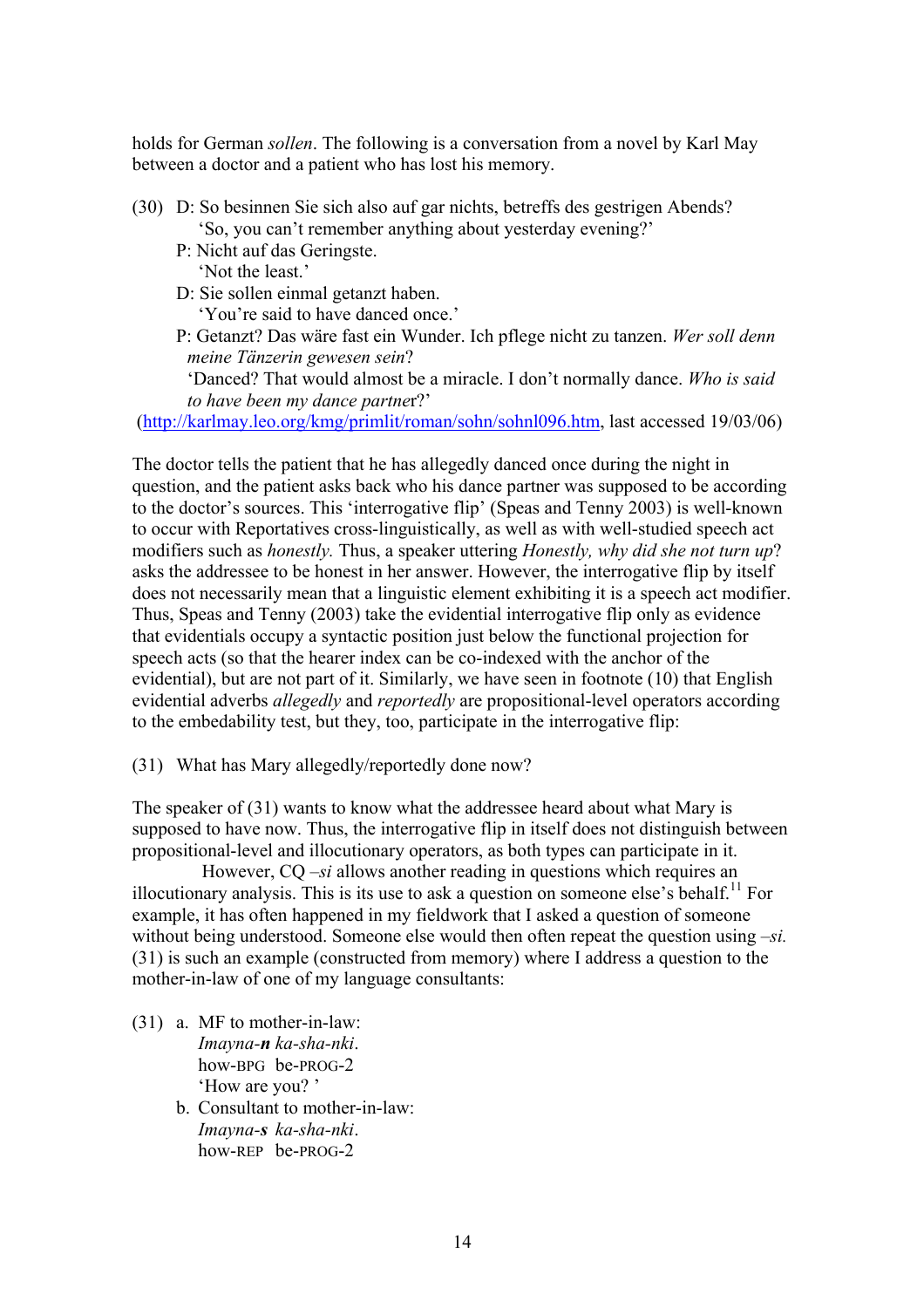holds for German *sollen*. The following is a conversation from a novel by Karl May between a doctor and a patient who has lost his memory.

(30) D: So besinnen Sie sich also auf gar nichts, betreffs des gestrigen Abends?
 'So, you can't remember anything about yesterday evening?'
 P: Nicht auf das Geringste.
 'Not the least.'
 D: Sie sollen einmal getanzt haben.
 'You're said to have danced once.'
 P: Getanzt? Das wäre fast ein Wunder. Ich pflege nicht zu tanzen. *Wer soll denn meine Tänzerin gewesen sein*?
 'Danced? That would almost be a miracle. I don't normally dance. *Who is said to have been my dance partner*?'
(http://karlmay.leo.org/kmg/primlit/roman/sohn/sohnl096.htm, last accessed 19/03/06)

The doctor tells the patient that he has allegedly danced once during the night in question, and the patient asks back who his dance partner was supposed to be according to the doctor's sources. This 'interrogative flip' (Speas and Tenny 2003) is well-known to occur with Reportatives cross-linguistically, as well as with well-studied speech act modifiers such as *honestly.* Thus, a speaker uttering *Honestly, why did she not turn up*? asks the addressee to be honest in her answer. However, the interrogative flip by itself does not necessarily mean that a linguistic element exhibiting it is a speech act modifier. Thus, Speas and Tenny (2003) take the evidential interrogative flip only as evidence that evidentials occupy a syntactic position just below the functional projection for speech acts (so that the hearer index can be co-indexed with the anchor of the evidential), but are not part of it. Similarly, we have seen in footnote (10) that English evidential adverbs *allegedly* and *reportedly* are propositional-level operators according to the embedability test, but they, too, participate in the interrogative flip:

(31) What has Mary allegedly/reportedly done now?

The speaker of (31) wants to know what the addressee heard about what Mary is supposed to have now. Thus, the interrogative flip in itself does not distinguish between propositional-level and illocutionary operators, as both types can participate in it.

However, CQ *–si* allows another reading in questions which requires an illocutionary analysis. This is its use to ask a question on someone else's behalf.[11] For example, it has often happened in my fieldwork that I asked a question of someone without being understood. Someone else would then often repeat the question using *–si.* (31) is such an example (constructed from memory) where I address a question to the mother-in-law of one of my language consultants:

(31) a. MF to mother-in-law:
 *Imayna-**n** ka-sha-nki*.
 how-BPG be-PROG-2
 'How are you? '
 b. Consultant to mother-in-law:
 *Imayna-**s** ka-sha-nki*.
 how-REP be-PROG-2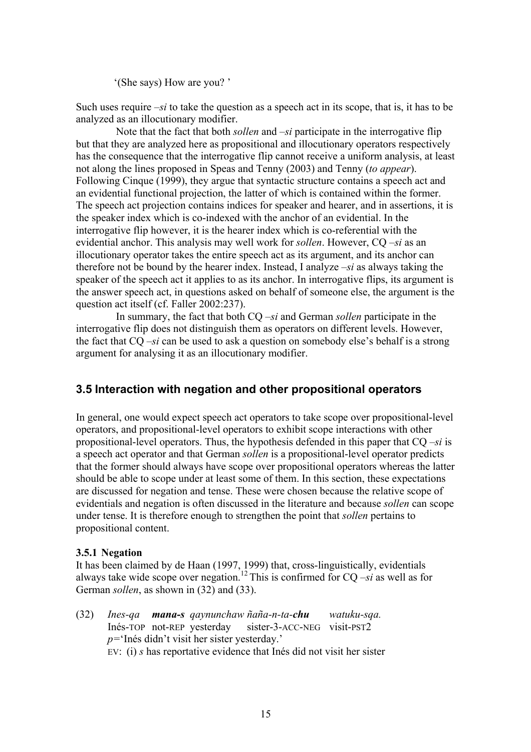'(She says) How are you? '

Such uses require *–si* to take the question as a speech act in its scope, that is, it has to be analyzed as an illocutionary modifier.

Note that the fact that both *sollen* and *–si* participate in the interrogative flip but that they are analyzed here as propositional and illocutionary operators respectively has the consequence that the interrogative flip cannot receive a uniform analysis, at least not along the lines proposed in Speas and Tenny (2003) and Tenny (*to appear*). Following Cinque (1999), they argue that syntactic structure contains a speech act and an evidential functional projection, the latter of which is contained within the former. The speech act projection contains indices for speaker and hearer, and in assertions, it is the speaker index which is co-indexed with the anchor of an evidential. In the interrogative flip however, it is the hearer index which is co-referential with the evidential anchor. This analysis may well work for *sollen*. However, CQ *–si* as an illocutionary operator takes the entire speech act as its argument, and its anchor can therefore not be bound by the hearer index. Instead, I analyze *–si* as always taking the speaker of the speech act it applies to as its anchor. In interrogative flips, its argument is the answer speech act, in questions asked on behalf of someone else, the argument is the question act itself (cf. Faller 2002:237).

In summary, the fact that both CQ *–si* and German *sollen* participate in the interrogative flip does not distinguish them as operators on different levels. However, the fact that CQ *–si* can be used to ask a question on somebody else's behalf is a strong argument for analysing it as an illocutionary modifier.

## 3.5 Interaction with negation and other propositional operators

In general, one would expect speech act operators to take scope over propositional-level operators, and propositional-level operators to exhibit scope interactions with other propositional-level operators. Thus, the hypothesis defended in this paper that CQ *–si* is a speech act operator and that German *sollen* is a propositional-level operator predicts that the former should always have scope over propositional operators whereas the latter should be able to scope under at least some of them. In this section, these expectations are discussed for negation and tense. These were chosen because the relative scope of evidentials and negation is often discussed in the literature and because *sollen* can scope under tense. It is therefore enough to strengthen the point that *sollen* pertains to propositional content.

### 3.5.1 Negation

It has been claimed by de Haan (1997, 1999) that, cross-linguistically, evidentials always take wide scope over negation.[12] This is confirmed for CQ *–si* as well as for German *sollen*, as shown in (32) and (33).

(32) *Ines-qa* ***mana-s*** *qaynunchaw ñaña-n-ta-**chu*** *watuku-sqa.*
Inés-TOP not-REP yesterday sister-3-ACC-NEG visit-PST2
*p*='Inés didn't visit her sister yesterday.'
EV: (i) *s* has reportative evidence that Inés did not visit her sister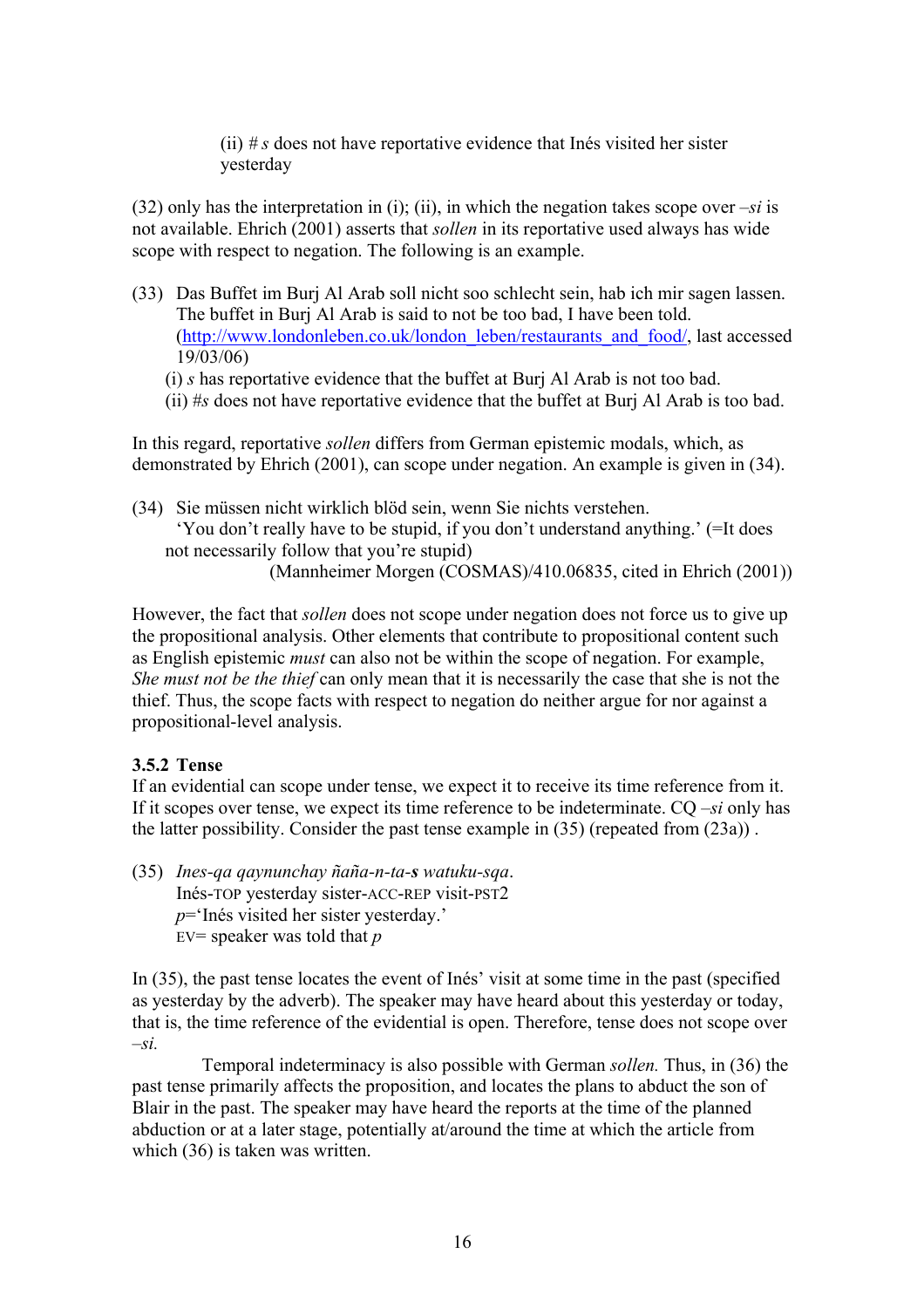(ii) # *s* does not have reportative evidence that Inés visited her sister yesterday

(32) only has the interpretation in (i); (ii), in which the negation takes scope over *–si* is not available. Ehrich (2001) asserts that *sollen* in its reportative used always has wide scope with respect to negation. The following is an example.

(33) Das Buffet im Burj Al Arab soll nicht soo schlecht sein, hab ich mir sagen lassen.
The buffet in Burj Al Arab is said to not be too bad, I have been told.
(http://www.londonleben.co.uk/london_leben/restaurants_and_food/, last accessed 19/03/06)
(i) *s* has reportative evidence that the buffet at Burj Al Arab is not too bad.
(ii) #*s* does not have reportative evidence that the buffet at Burj Al Arab is too bad.

In this regard, reportative *sollen* differs from German epistemic modals, which, as demonstrated by Ehrich (2001), can scope under negation. An example is given in (34).

(34) Sie müssen nicht wirklich blöd sein, wenn Sie nichts verstehen.
'You don't really have to be stupid, if you don't understand anything.' (=It does not necessarily follow that you're stupid)
(Mannheimer Morgen (COSMAS)/410.06835, cited in Ehrich (2001))

However, the fact that *sollen* does not scope under negation does not force us to give up the propositional analysis. Other elements that contribute to propositional content such as English epistemic *must* can also not be within the scope of negation. For example, *She must not be the thief* can only mean that it is necessarily the case that she is not the thief. Thus, the scope facts with respect to negation do neither argue for nor against a propositional-level analysis.

### 3.5.2 Tense

If an evidential can scope under tense, we expect it to receive its time reference from it. If it scopes over tense, we expect its time reference to be indeterminate. CQ *–si* only has the latter possibility. Consider the past tense example in (35) (repeated from (23a)) .

(35) *Ines-qa qaynunchay ñaña-n-ta-**s** watuku-sqa*.
Inés-TOP yesterday sister-ACC-REP visit-PST2
*p*='Inés visited her sister yesterday.'
EV= speaker was told that *p*

In (35), the past tense locates the event of Inés' visit at some time in the past (specified as yesterday by the adverb). The speaker may have heard about this yesterday or today, that is, the time reference of the evidential is open. Therefore, tense does not scope over *–si.*

Temporal indeterminacy is also possible with German *sollen.* Thus, in (36) the past tense primarily affects the proposition, and locates the plans to abduct the son of Blair in the past. The speaker may have heard the reports at the time of the planned abduction or at a later stage, potentially at/around the time at which the article from which (36) is taken was written.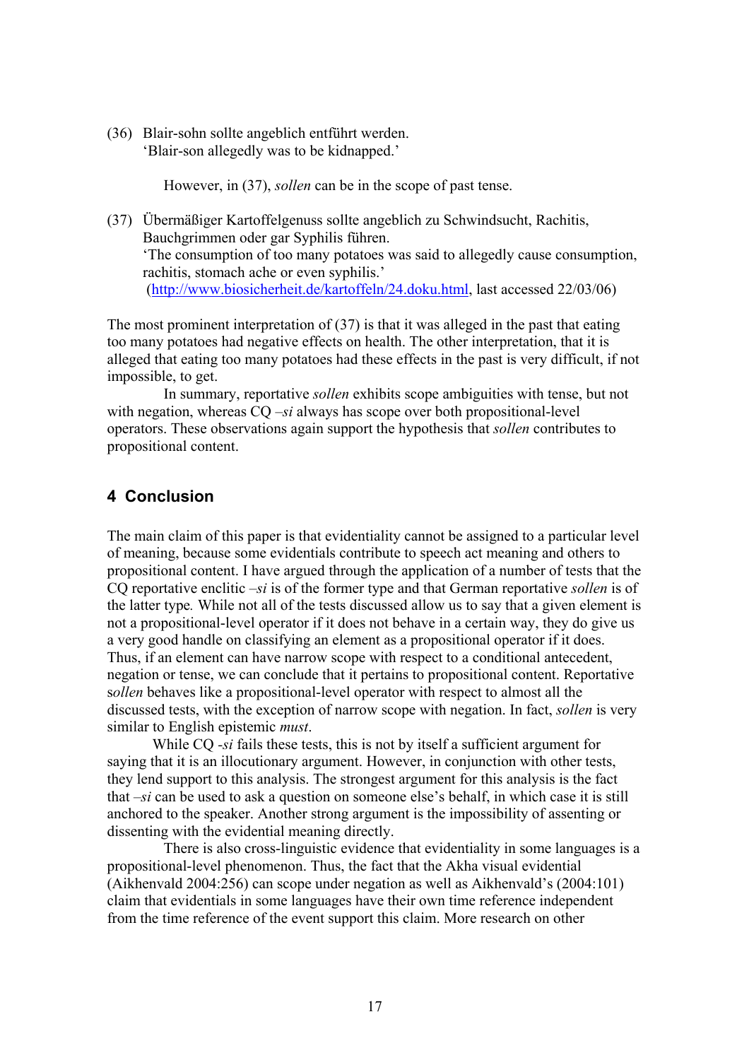(36) Blair-sohn sollte angeblich entführt werden.
'Blair-son allegedly was to be kidnapped.'

However, in (37), *sollen* can be in the scope of past tense.

(37) Übermäßiger Kartoffelgenuss sollte angeblich zu Schwindsucht, Rachitis, Bauchgrimmen oder gar Syphilis führen.
'The consumption of too many potatoes was said to allegedly cause consumption, rachitis, stomach ache or even syphilis.'
(http://www.biosicherheit.de/kartoffeln/24.doku.html, last accessed 22/03/06)

The most prominent interpretation of (37) is that it was alleged in the past that eating too many potatoes had negative effects on health. The other interpretation, that it is alleged that eating too many potatoes had these effects in the past is very difficult, if not impossible, to get.

In summary, reportative *sollen* exhibits scope ambiguities with tense, but not with negation, whereas CQ –*si* always has scope over both propositional-level operators. These observations again support the hypothesis that *sollen* contributes to propositional content.

## 4 Conclusion

The main claim of this paper is that evidentiality cannot be assigned to a particular level of meaning, because some evidentials contribute to speech act meaning and others to propositional content. I have argued through the application of a number of tests that the CQ reportative enclitic –*si* is of the former type and that German reportative *sollen* is of the latter type*.* While not all of the tests discussed allow us to say that a given element is not a propositional-level operator if it does not behave in a certain way, they do give us a very good handle on classifying an element as a propositional operator if it does. Thus, if an element can have narrow scope with respect to a conditional antecedent, negation or tense, we can conclude that it pertains to propositional content. Reportative s*ollen* behaves like a propositional-level operator with respect to almost all the discussed tests, with the exception of narrow scope with negation. In fact, *sollen* is very similar to English epistemic *must*.

While CQ -*si* fails these tests, this is not by itself a sufficient argument for saying that it is an illocutionary argument. However, in conjunction with other tests, they lend support to this analysis. The strongest argument for this analysis is the fact that –*si* can be used to ask a question on someone else's behalf, in which case it is still anchored to the speaker. Another strong argument is the impossibility of assenting or dissenting with the evidential meaning directly.

There is also cross-linguistic evidence that evidentiality in some languages is a propositional-level phenomenon. Thus, the fact that the Akha visual evidential (Aikhenvald 2004:256) can scope under negation as well as Aikhenvald's (2004:101) claim that evidentials in some languages have their own time reference independent from the time reference of the event support this claim. More research on other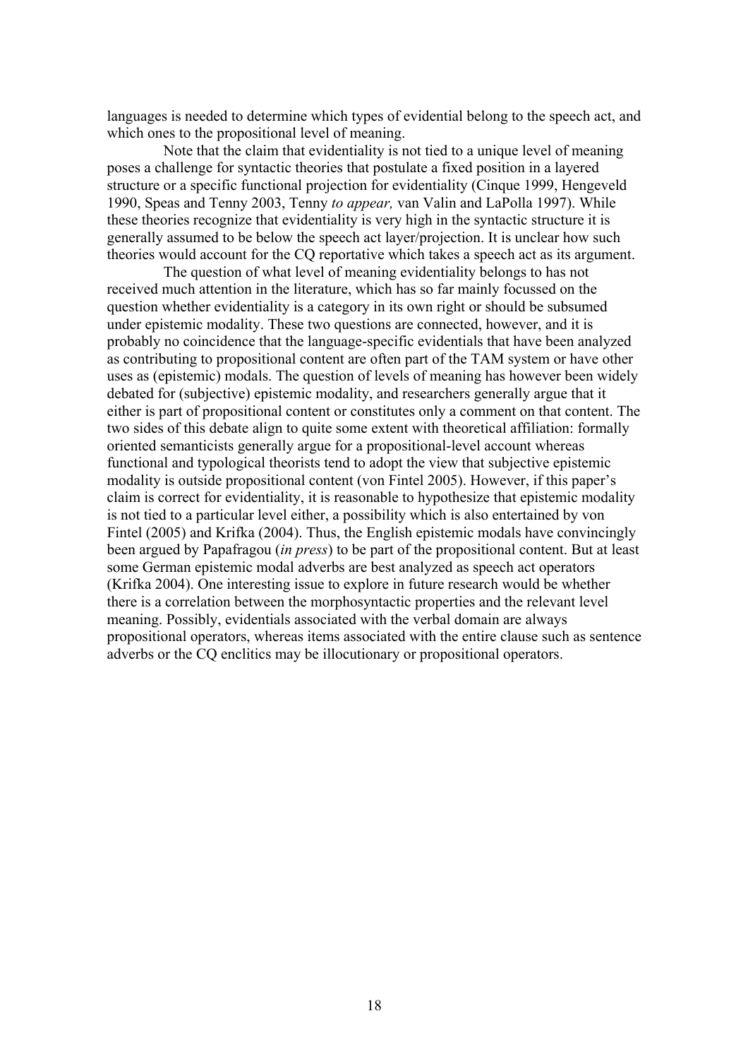languages is needed to determine which types of evidential belong to the speech act, and which ones to the propositional level of meaning.

Note that the claim that evidentiality is not tied to a unique level of meaning poses a challenge for syntactic theories that postulate a fixed position in a layered structure or a specific functional projection for evidentiality (Cinque 1999, Hengeveld 1990, Speas and Tenny 2003, Tenny *to appear,* van Valin and LaPolla 1997). While these theories recognize that evidentiality is very high in the syntactic structure it is generally assumed to be below the speech act layer/projection. It is unclear how such theories would account for the CQ reportative which takes a speech act as its argument.

The question of what level of meaning evidentiality belongs to has not received much attention in the literature, which has so far mainly focussed on the question whether evidentiality is a category in its own right or should be subsumed under epistemic modality. These two questions are connected, however, and it is probably no coincidence that the language-specific evidentials that have been analyzed as contributing to propositional content are often part of the TAM system or have other uses as (epistemic) modals. The question of levels of meaning has however been widely debated for (subjective) epistemic modality, and researchers generally argue that it either is part of propositional content or constitutes only a comment on that content. The two sides of this debate align to quite some extent with theoretical affiliation: formally oriented semanticists generally argue for a propositional-level account whereas functional and typological theorists tend to adopt the view that subjective epistemic modality is outside propositional content (von Fintel 2005). However, if this paper's claim is correct for evidentiality, it is reasonable to hypothesize that epistemic modality is not tied to a particular level either, a possibility which is also entertained by von Fintel (2005) and Krifka (2004). Thus, the English epistemic modals have convincingly been argued by Papafragou (*in press*) to be part of the propositional content. But at least some German epistemic modal adverbs are best analyzed as speech act operators (Krifka 2004). One interesting issue to explore in future research would be whether there is a correlation between the morphosyntactic properties and the relevant level meaning. Possibly, evidentials associated with the verbal domain are always propositional operators, whereas items associated with the entire clause such as sentence adverbs or the CQ enclitics may be illocutionary or propositional operators.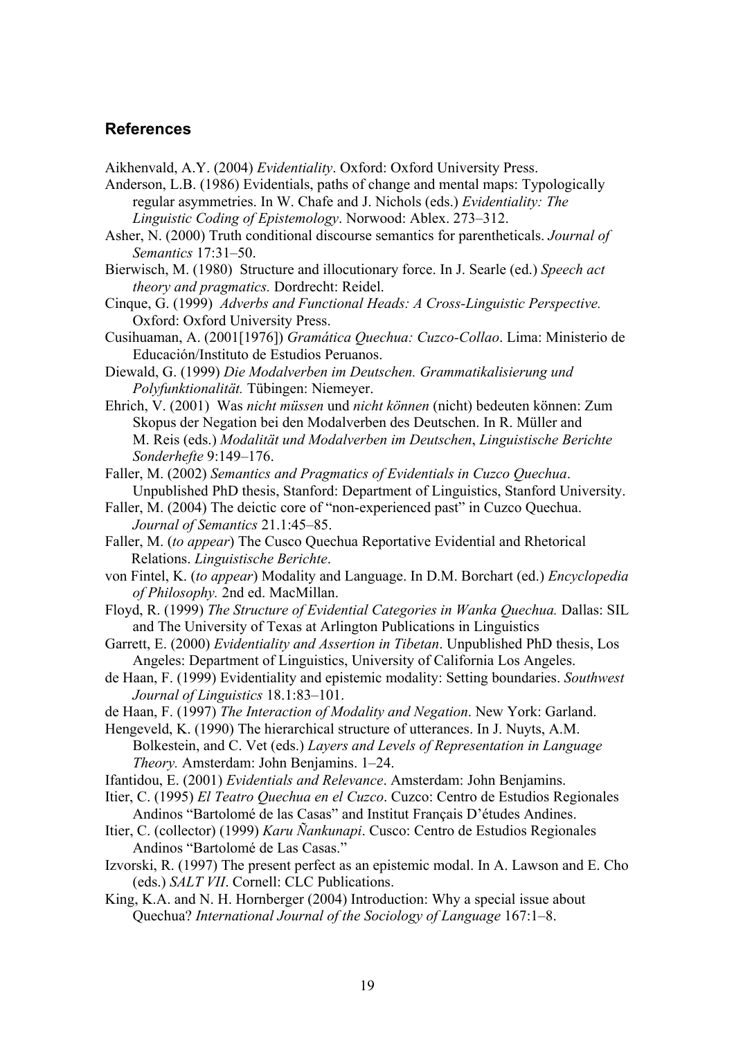## References

Aikhenvald, A.Y. (2004) *Evidentiality*. Oxford: Oxford University Press.

Anderson, L.B. (1986) Evidentials, paths of change and mental maps: Typologically regular asymmetries. In W. Chafe and J. Nichols (eds.) *Evidentiality: The Linguistic Coding of Epistemology*. Norwood: Ablex. 273–312.

Asher, N. (2000) Truth conditional discourse semantics for parentheticals. *Journal of Semantics* 17:31–50.

Bierwisch, M. (1980) Structure and illocutionary force. In J. Searle (ed.) *Speech act theory and pragmatics.* Dordrecht: Reidel.

Cinque, G. (1999) *Adverbs and Functional Heads: A Cross-Linguistic Perspective.* Oxford: Oxford University Press.

Cusihuaman, A. (2001[1976]) *Gramática Quechua: Cuzco-Collao*. Lima: Ministerio de Educación/Instituto de Estudios Peruanos.

Diewald, G. (1999) *Die Modalverben im Deutschen. Grammatikalisierung und Polyfunktionalität.* Tübingen: Niemeyer.

Ehrich, V. (2001) Was *nicht müssen* und *nicht können* (nicht) bedeuten können: Zum Skopus der Negation bei den Modalverben des Deutschen. In R. Müller and M. Reis (eds.) *Modalität und Modalverben im Deutschen*, *Linguistische Berichte Sonderhefte* 9:149–176.

Faller, M. (2002) *Semantics and Pragmatics of Evidentials in Cuzco Quechua*. Unpublished PhD thesis, Stanford: Department of Linguistics, Stanford University.

Faller, M. (2004) The deictic core of "non-experienced past" in Cuzco Quechua. *Journal of Semantics* 21.1:45–85.

Faller, M. (*to appear*) The Cusco Quechua Reportative Evidential and Rhetorical Relations. *Linguistische Berichte*.

von Fintel, K. (*to appear*) Modality and Language. In D.M. Borchart (ed.) *Encyclopedia of Philosophy.* 2nd ed. MacMillan.

Floyd, R. (1999) *The Structure of Evidential Categories in Wanka Quechua.* Dallas: SIL and The University of Texas at Arlington Publications in Linguistics

Garrett, E. (2000) *Evidentiality and Assertion in Tibetan*. Unpublished PhD thesis, Los Angeles: Department of Linguistics, University of California Los Angeles.

de Haan, F. (1999) Evidentiality and epistemic modality: Setting boundaries. *Southwest Journal of Linguistics* 18.1:83–101.

de Haan, F. (1997) *The Interaction of Modality and Negation*. New York: Garland.

Hengeveld, K. (1990) The hierarchical structure of utterances. In J. Nuyts, A.M. Bolkestein, and C. Vet (eds.) *Layers and Levels of Representation in Language Theory.* Amsterdam: John Benjamins. 1–24.

Ifantidou, E. (2001) *Evidentials and Relevance*. Amsterdam: John Benjamins.

Itier, C. (1995) *El Teatro Quechua en el Cuzco*. Cuzco: Centro de Estudios Regionales Andinos "Bartolomé de las Casas" and Institut Français D'études Andines.

Itier, C. (collector) (1999) *Karu Ñankunapi*. Cusco: Centro de Estudios Regionales Andinos "Bartolomé de Las Casas."

Izvorski, R. (1997) The present perfect as an epistemic modal. In A. Lawson and E. Cho (eds.) *SALT VII*. Cornell: CLC Publications.

King, K.A. and N. H. Hornberger (2004) Introduction: Why a special issue about Quechua? *International Journal of the Sociology of Language* 167:1–8.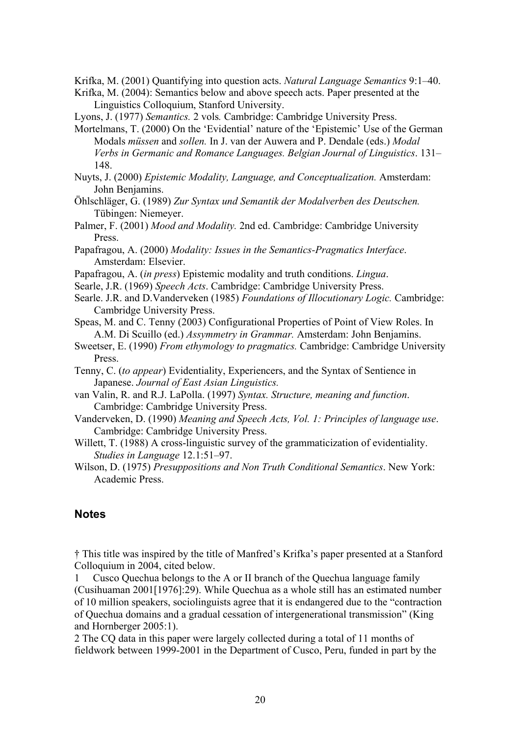Krifka, M. (2001) Quantifying into question acts. *Natural Language Semantics* 9:1–40.

Krifka, M. (2004): Semantics below and above speech acts. Paper presented at the Linguistics Colloquium, Stanford University.

Lyons, J. (1977) *Semantics.* 2 vols*.* Cambridge: Cambridge University Press.

Mortelmans, T. (2000) On the 'Evidential' nature of the 'Epistemic' Use of the German Modals *müssen* and *sollen.* In J. van der Auwera and P. Dendale (eds.) *Modal Verbs in Germanic and Romance Languages. Belgian Journal of Linguistics*. 131–148.

Nuyts, J. (2000) *Epistemic Modality, Language, and Conceptualization.* Amsterdam: John Benjamins.

Öhlschläger, G. (1989) *Zur Syntax und Semantik der Modalverben des Deutschen.* Tübingen: Niemeyer.

Palmer, F. (2001) *Mood and Modality.* 2nd ed. Cambridge: Cambridge University Press.

Papafragou, A. (2000) *Modality: Issues in the Semantics-Pragmatics Interface*. Amsterdam: Elsevier.

Papafragou, A. (*in press*) Epistemic modality and truth conditions. *Lingua*.

Searle, J.R. (1969) *Speech Acts*. Cambridge: Cambridge University Press.

Searle. J.R. and D.Vanderveken (1985) *Foundations of Illocutionary Logic.* Cambridge: Cambridge University Press.

Speas, M. and C. Tenny (2003) Configurational Properties of Point of View Roles. In A.M. Di Scuillo (ed.) *Assymmetry in Grammar.* Amsterdam: John Benjamins.

Sweetser, E. (1990) *From ethymology to pragmatics.* Cambridge: Cambridge University Press.

Tenny, C. (*to appear*) Evidentiality, Experiencers, and the Syntax of Sentience in Japanese. *Journal of East Asian Linguistics.*

van Valin, R. and R.J. LaPolla. (1997) *Syntax. Structure, meaning and function*. Cambridge: Cambridge University Press.

Vanderveken, D. (1990) *Meaning and Speech Acts, Vol. 1: Principles of language use*. Cambridge: Cambridge University Press.

Willett, T. (1988) A cross-linguistic survey of the grammaticization of evidentiality. *Studies in Language* 12.1:51–97.

Wilson, D. (1975) *Presuppositions and Non Truth Conditional Semantics*. New York: Academic Press.

## Notes

† This title was inspired by the title of Manfred's Krifka's paper presented at a Stanford Colloquium in 2004, cited below.

1 Cusco Quechua belongs to the A or II branch of the Quechua language family (Cusihuaman 2001[1976]:29). While Quechua as a whole still has an estimated number of 10 million speakers, sociolinguists agree that it is endangered due to the "contraction of Quechua domains and a gradual cessation of intergenerational transmission" (King and Hornberger 2005:1).

2 The CQ data in this paper were largely collected during a total of 11 months of fieldwork between 1999-2001 in the Department of Cusco, Peru, funded in part by the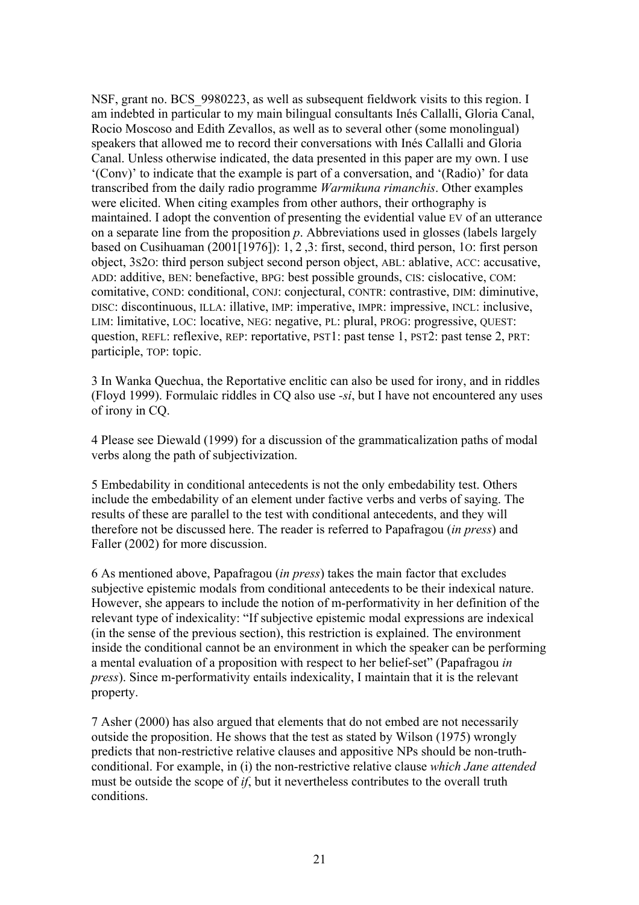NSF, grant no. BCS_9980223, as well as subsequent fieldwork visits to this region. I am indebted in particular to my main bilingual consultants Inés Callalli, Gloria Canal, Rocio Moscoso and Edith Zevallos, as well as to several other (some monolingual) speakers that allowed me to record their conversations with Inés Callalli and Gloria Canal. Unless otherwise indicated, the data presented in this paper are my own. I use '(Conv)' to indicate that the example is part of a conversation, and '(Radio)' for data transcribed from the daily radio programme *Warmikuna rimanchis*. Other examples were elicited. When citing examples from other authors, their orthography is maintained. I adopt the convention of presenting the evidential value EV of an utterance on a separate line from the proposition *p*. Abbreviations used in glosses (labels largely based on Cusihuaman (2001[1976]): 1, 2 ,3: first, second, third person, 1O: first person object, 3S2O: third person subject second person object, ABL: ablative, ACC: accusative, ADD: additive, BEN: benefactive, BPG: best possible grounds, CIS: cislocative, COM: comitative, COND: conditional, CONJ: conjectural, CONTR: contrastive, DIM: diminutive, DISC: discontinuous, ILLA: illative, IMP: imperative, IMPR: impressive, INCL: inclusive, LIM: limitative, LOC: locative, NEG: negative, PL: plural, PROG: progressive, QUEST: question, REFL: reflexive, REP: reportative, PST1: past tense 1, PST2: past tense 2, PRT: participle, TOP: topic.

3 In Wanka Quechua, the Reportative enclitic can also be used for irony, and in riddles (Floyd 1999). Formulaic riddles in CQ also use *-si*, but I have not encountered any uses of irony in CQ.

4 Please see Diewald (1999) for a discussion of the grammaticalization paths of modal verbs along the path of subjectivization.

5 Embedability in conditional antecedents is not the only embedability test. Others include the embedability of an element under factive verbs and verbs of saying. The results of these are parallel to the test with conditional antecedents, and they will therefore not be discussed here. The reader is referred to Papafragou (*in press*) and Faller (2002) for more discussion.

6 As mentioned above, Papafragou (*in press*) takes the main factor that excludes subjective epistemic modals from conditional antecedents to be their indexical nature. However, she appears to include the notion of m-performativity in her definition of the relevant type of indexicality: "If subjective epistemic modal expressions are indexical (in the sense of the previous section), this restriction is explained. The environment inside the conditional cannot be an environment in which the speaker can be performing a mental evaluation of a proposition with respect to her belief-set" (Papafragou *in press*). Since m-performativity entails indexicality, I maintain that it is the relevant property.

7 Asher (2000) has also argued that elements that do not embed are not necessarily outside the proposition. He shows that the test as stated by Wilson (1975) wrongly predicts that non-restrictive relative clauses and appositive NPs should be non-truth-conditional. For example, in (i) the non-restrictive relative clause *which Jane attended* must be outside the scope of *if*, but it nevertheless contributes to the overall truth conditions.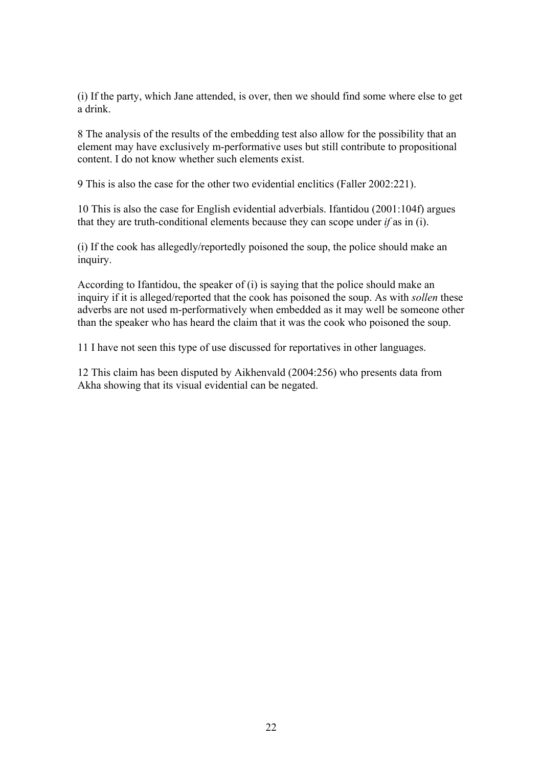(i) If the party, which Jane attended, is over, then we should find some where else to get a drink.

8 The analysis of the results of the embedding test also allow for the possibility that an element may have exclusively m-performative uses but still contribute to propositional content. I do not know whether such elements exist.

9 This is also the case for the other two evidential enclitics (Faller 2002:221).

10 This is also the case for English evidential adverbials. Ifantidou (2001:104f) argues that they are truth-conditional elements because they can scope under *if* as in (i).

(i) If the cook has allegedly/reportedly poisoned the soup, the police should make an inquiry.

According to Ifantidou, the speaker of (i) is saying that the police should make an inquiry if it is alleged/reported that the cook has poisoned the soup. As with *sollen* these adverbs are not used m-performatively when embedded as it may well be someone other than the speaker who has heard the claim that it was the cook who poisoned the soup.

11 I have not seen this type of use discussed for reportatives in other languages.

12 This claim has been disputed by Aikhenvald (2004:256) who presents data from Akha showing that its visual evidential can be negated.